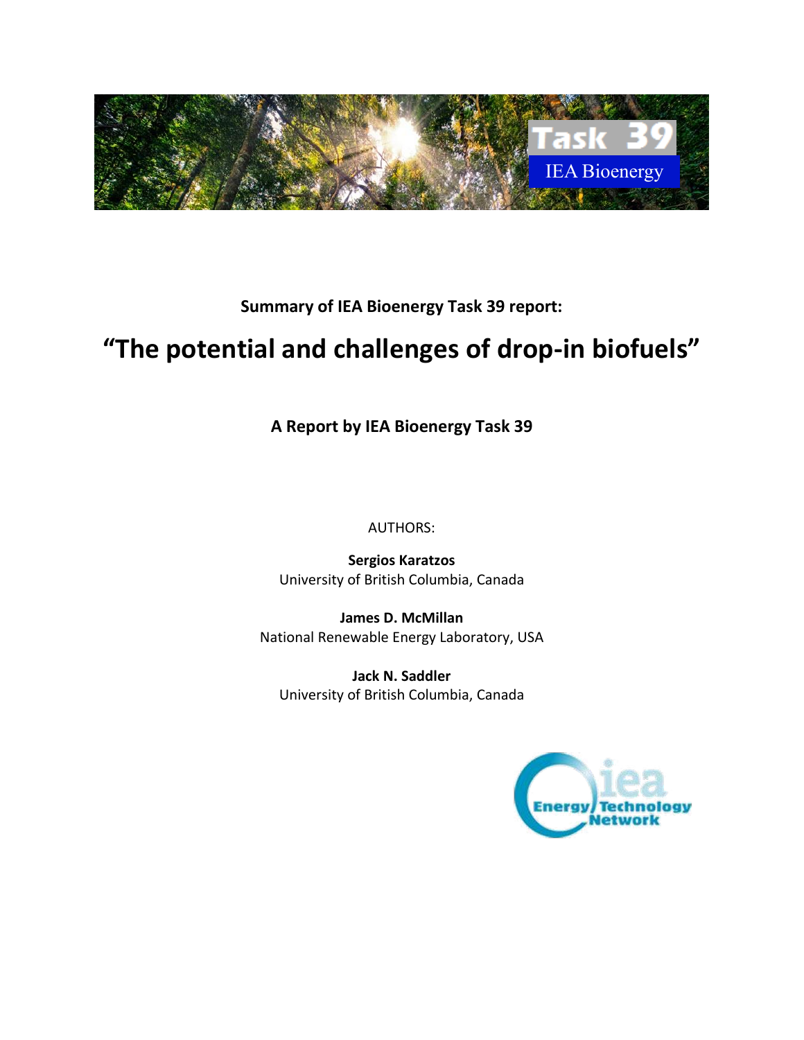**Summary of IEA Bioenergy Task 39 report:**

# "The potential and challenges of drop-in biofuels"

**A Report by IEA Bioenergy Task 39**

AUTHORS:

**Sergios Karatzos**
University of British Columbia, Canada

**James D. McMillan**
National Renewable Energy Laboratory, USA

**Jack N. Saddler**
University of British Columbia, Canada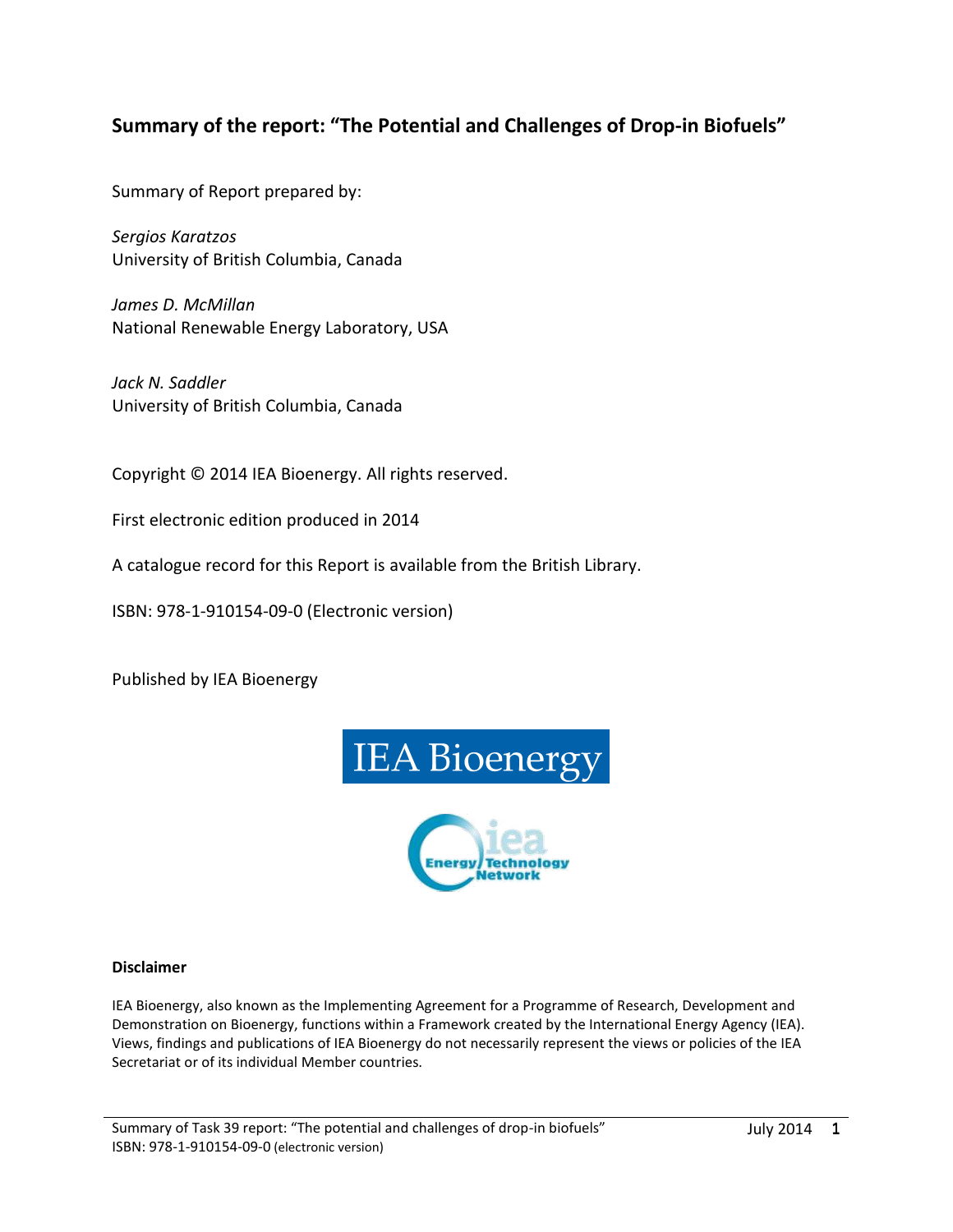## Summary of the report: "The Potential and Challenges of Drop-in Biofuels"

Summary of Report prepared by:

*Sergios Karatzos*
University of British Columbia, Canada

*James D. McMillan*
National Renewable Energy Laboratory, USA

*Jack N. Saddler*
University of British Columbia, Canada

Copyright © 2014 IEA Bioenergy. All rights reserved.

First electronic edition produced in 2014

A catalogue record for this Report is available from the British Library.

ISBN: 978-1-910154-09-0 (Electronic version)

Published by IEA Bioenergy

IEA Bioenergy

iea Energy Technology Network

**Disclaimer**

IEA Bioenergy, also known as the Implementing Agreement for a Programme of Research, Development and Demonstration on Bioenergy, functions within a Framework created by the International Energy Agency (IEA). Views, findings and publications of IEA Bioenergy do not necessarily represent the views or policies of the IEA Secretariat or of its individual Member countries.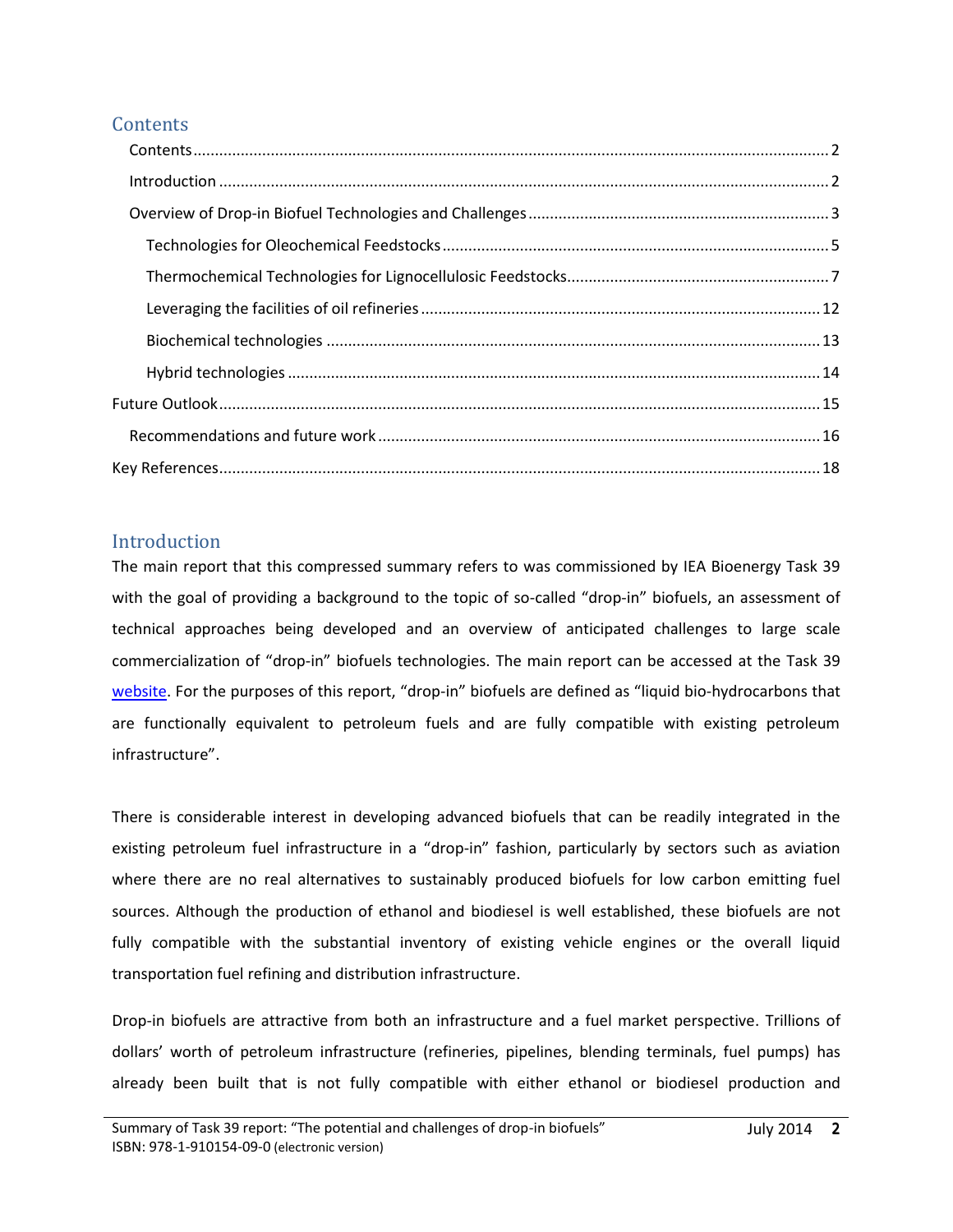## Contents

- Contents ........ 2
- Introduction ........ 2
- Overview of Drop-in Biofuel Technologies and Challenges ........ 3
  - Technologies for Oleochemical Feedstocks ........ 5
  - Thermochemical Technologies for Lignocellulosic Feedstocks ........ 7
  - Leveraging the facilities of oil refineries ........ 12
  - Biochemical technologies ........ 13
  - Hybrid technologies ........ 14
- Future Outlook ........ 15
  - Recommendations and future work ........ 16
- Key References ........ 18

## Introduction

The main report that this compressed summary refers to was commissioned by IEA Bioenergy Task 39 with the goal of providing a background to the topic of so-called "drop-in" biofuels, an assessment of technical approaches being developed and an overview of anticipated challenges to large scale commercialization of "drop-in" biofuels technologies. The main report can be accessed at the Task 39 website. For the purposes of this report, "drop-in" biofuels are defined as "liquid bio-hydrocarbons that are functionally equivalent to petroleum fuels and are fully compatible with existing petroleum infrastructure".

There is considerable interest in developing advanced biofuels that can be readily integrated in the existing petroleum fuel infrastructure in a "drop-in" fashion, particularly by sectors such as aviation where there are no real alternatives to sustainably produced biofuels for low carbon emitting fuel sources. Although the production of ethanol and biodiesel is well established, these biofuels are not fully compatible with the substantial inventory of existing vehicle engines or the overall liquid transportation fuel refining and distribution infrastructure.

Drop-in biofuels are attractive from both an infrastructure and a fuel market perspective. Trillions of dollars' worth of petroleum infrastructure (refineries, pipelines, blending terminals, fuel pumps) has already been built that is not fully compatible with either ethanol or biodiesel production and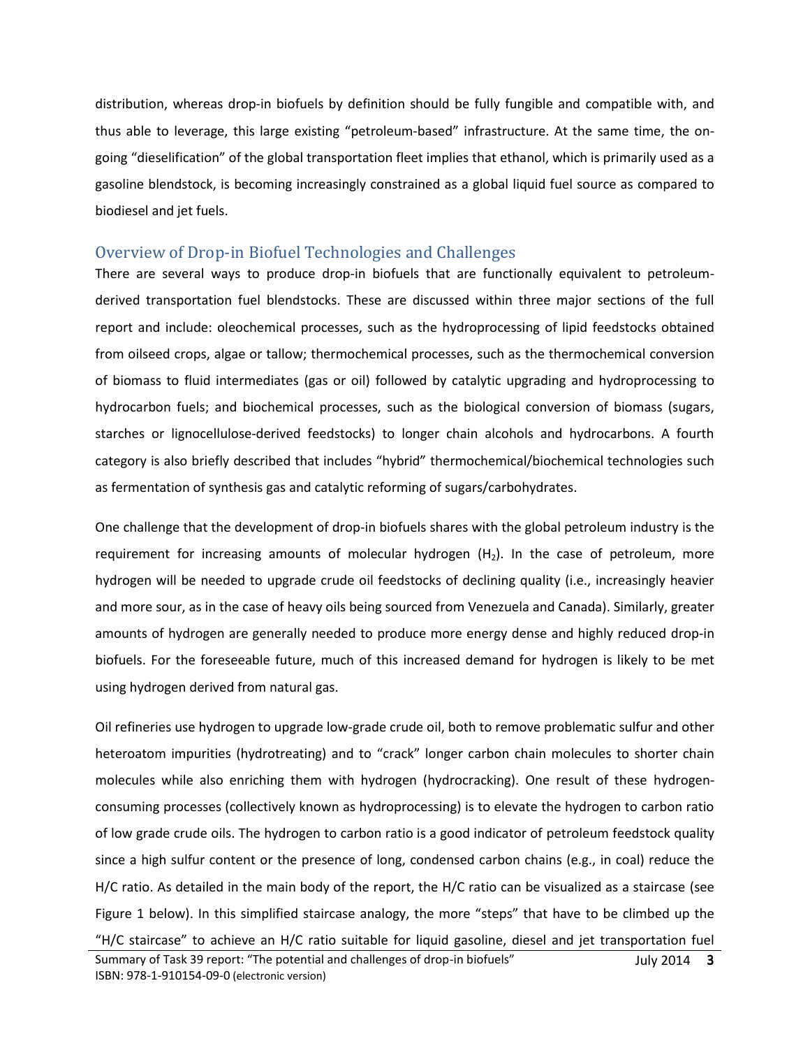distribution, whereas drop-in biofuels by definition should be fully fungible and compatible with, and thus able to leverage, this large existing "petroleum-based" infrastructure. At the same time, the on-going "dieselification" of the global transportation fleet implies that ethanol, which is primarily used as a gasoline blendstock, is becoming increasingly constrained as a global liquid fuel source as compared to biodiesel and jet fuels.

## Overview of Drop-in Biofuel Technologies and Challenges

There are several ways to produce drop-in biofuels that are functionally equivalent to petroleum-derived transportation fuel blendstocks. These are discussed within three major sections of the full report and include: oleochemical processes, such as the hydroprocessing of lipid feedstocks obtained from oilseed crops, algae or tallow; thermochemical processes, such as the thermochemical conversion of biomass to fluid intermediates (gas or oil) followed by catalytic upgrading and hydroprocessing to hydrocarbon fuels; and biochemical processes, such as the biological conversion of biomass (sugars, starches or lignocellulose-derived feedstocks) to longer chain alcohols and hydrocarbons. A fourth category is also briefly described that includes "hybrid" thermochemical/biochemical technologies such as fermentation of synthesis gas and catalytic reforming of sugars/carbohydrates.

One challenge that the development of drop-in biofuels shares with the global petroleum industry is the requirement for increasing amounts of molecular hydrogen ($H_2$). In the case of petroleum, more hydrogen will be needed to upgrade crude oil feedstocks of declining quality (i.e., increasingly heavier and more sour, as in the case of heavy oils being sourced from Venezuela and Canada). Similarly, greater amounts of hydrogen are generally needed to produce more energy dense and highly reduced drop-in biofuels. For the foreseeable future, much of this increased demand for hydrogen is likely to be met using hydrogen derived from natural gas.

Oil refineries use hydrogen to upgrade low-grade crude oil, both to remove problematic sulfur and other heteroatom impurities (hydrotreating) and to "crack" longer carbon chain molecules to shorter chain molecules while also enriching them with hydrogen (hydrocracking). One result of these hydrogen-consuming processes (collectively known as hydroprocessing) is to elevate the hydrogen to carbon ratio of low grade crude oils. The hydrogen to carbon ratio is a good indicator of petroleum feedstock quality since a high sulfur content or the presence of long, condensed carbon chains (e.g., in coal) reduce the H/C ratio. As detailed in the main body of the report, the H/C ratio can be visualized as a staircase (see Figure 1 below). In this simplified staircase analogy, the more "steps" that have to be climbed up the "H/C staircase" to achieve an H/C ratio suitable for liquid gasoline, diesel and jet transportation fuel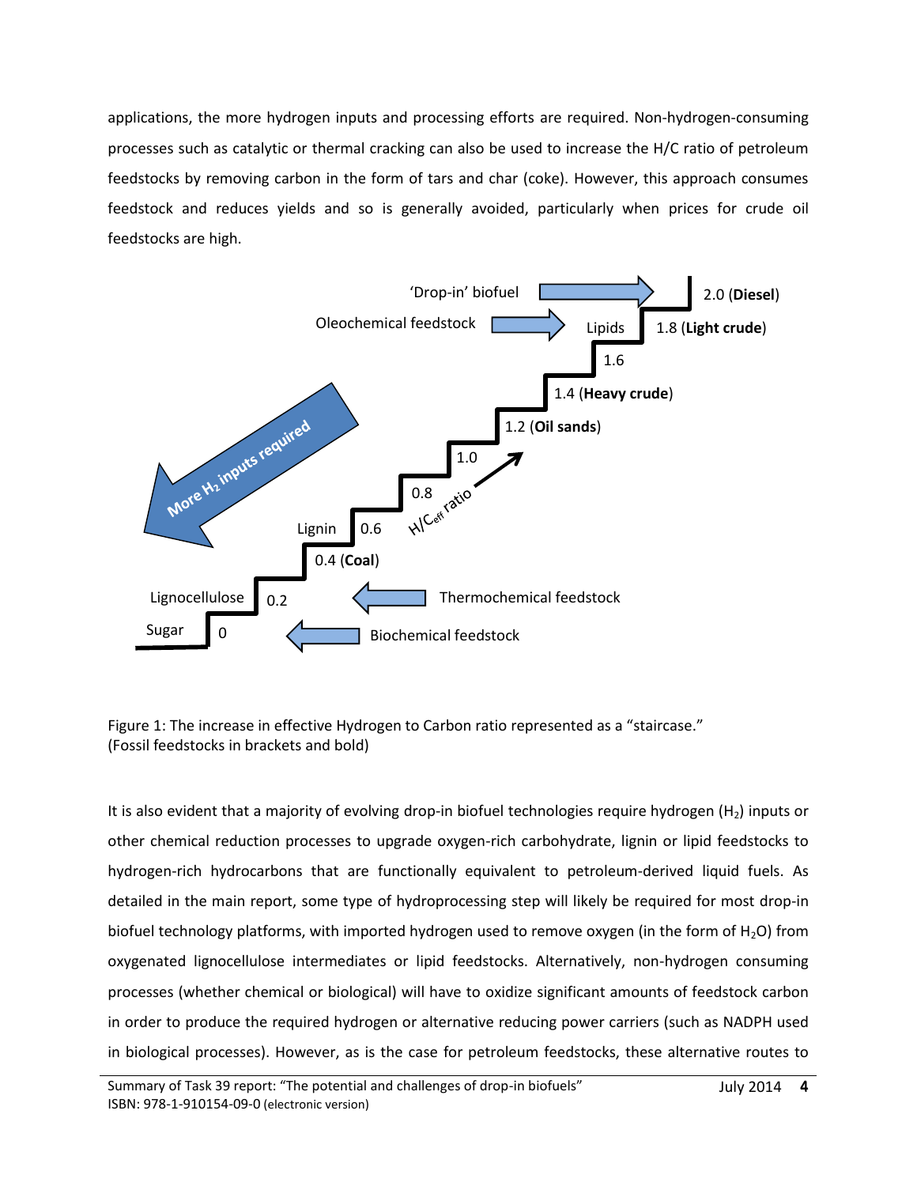applications, the more hydrogen inputs and processing efforts are required. Non-hydrogen-consuming processes such as catalytic or thermal cracking can also be used to increase the H/C ratio of petroleum feedstocks by removing carbon in the form of tars and char (coke). However, this approach consumes feedstock and reduces yields and so is generally avoided, particularly when prices for crude oil feedstocks are high.

Figure 1: The increase in effective Hydrogen to Carbon ratio represented as a "staircase."
(Fossil feedstocks in brackets and bold)

It is also evident that a majority of evolving drop-in biofuel technologies require hydrogen ($H_2$) inputs or other chemical reduction processes to upgrade oxygen-rich carbohydrate, lignin or lipid feedstocks to hydrogen-rich hydrocarbons that are functionally equivalent to petroleum-derived liquid fuels. As detailed in the main report, some type of hydroprocessing step will likely be required for most drop-in biofuel technology platforms, with imported hydrogen used to remove oxygen (in the form of $H_2O$) from oxygenated lignocellulose intermediates or lipid feedstocks. Alternatively, non-hydrogen consuming processes (whether chemical or biological) will have to oxidize significant amounts of feedstock carbon in order to produce the required hydrogen or alternative reducing power carriers (such as NADPH used in biological processes). However, as is the case for petroleum feedstocks, these alternative routes to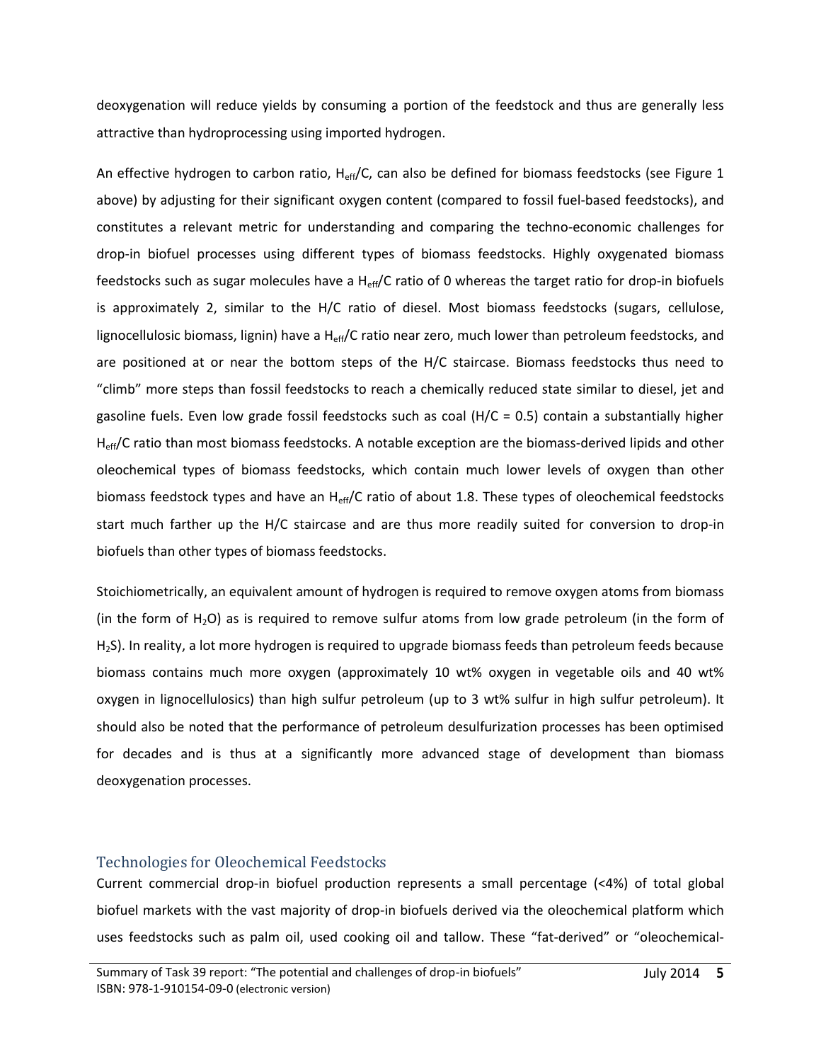deoxygenation will reduce yields by consuming a portion of the feedstock and thus are generally less attractive than hydroprocessing using imported hydrogen.

An effective hydrogen to carbon ratio, $H_{eff}/C$, can also be defined for biomass feedstocks (see Figure 1 above) by adjusting for their significant oxygen content (compared to fossil fuel-based feedstocks), and constitutes a relevant metric for understanding and comparing the techno-economic challenges for drop-in biofuel processes using different types of biomass feedstocks. Highly oxygenated biomass feedstocks such as sugar molecules have a $H_{eff}/C$ ratio of 0 whereas the target ratio for drop-in biofuels is approximately 2, similar to the H/C ratio of diesel. Most biomass feedstocks (sugars, cellulose, lignocellulosic biomass, lignin) have a $H_{eff}/C$ ratio near zero, much lower than petroleum feedstocks, and are positioned at or near the bottom steps of the H/C staircase. Biomass feedstocks thus need to "climb" more steps than fossil feedstocks to reach a chemically reduced state similar to diesel, jet and gasoline fuels. Even low grade fossil feedstocks such as coal (H/C = 0.5) contain a substantially higher $H_{eff}/C$ ratio than most biomass feedstocks. A notable exception are the biomass-derived lipids and other oleochemical types of biomass feedstocks, which contain much lower levels of oxygen than other biomass feedstock types and have an $H_{eff}/C$ ratio of about 1.8. These types of oleochemical feedstocks start much farther up the H/C staircase and are thus more readily suited for conversion to drop-in biofuels than other types of biomass feedstocks.

Stoichiometrically, an equivalent amount of hydrogen is required to remove oxygen atoms from biomass (in the form of $H_2O$) as is required to remove sulfur atoms from low grade petroleum (in the form of $H_2S$). In reality, a lot more hydrogen is required to upgrade biomass feeds than petroleum feeds because biomass contains much more oxygen (approximately 10 wt% oxygen in vegetable oils and 40 wt% oxygen in lignocellulosics) than high sulfur petroleum (up to 3 wt% sulfur in high sulfur petroleum). It should also be noted that the performance of petroleum desulfurization processes has been optimised for decades and is thus at a significantly more advanced stage of development than biomass deoxygenation processes.

## Technologies for Oleochemical Feedstocks

Current commercial drop-in biofuel production represents a small percentage (<4%) of total global biofuel markets with the vast majority of drop-in biofuels derived via the oleochemical platform which uses feedstocks such as palm oil, used cooking oil and tallow. These "fat-derived" or "oleochemical-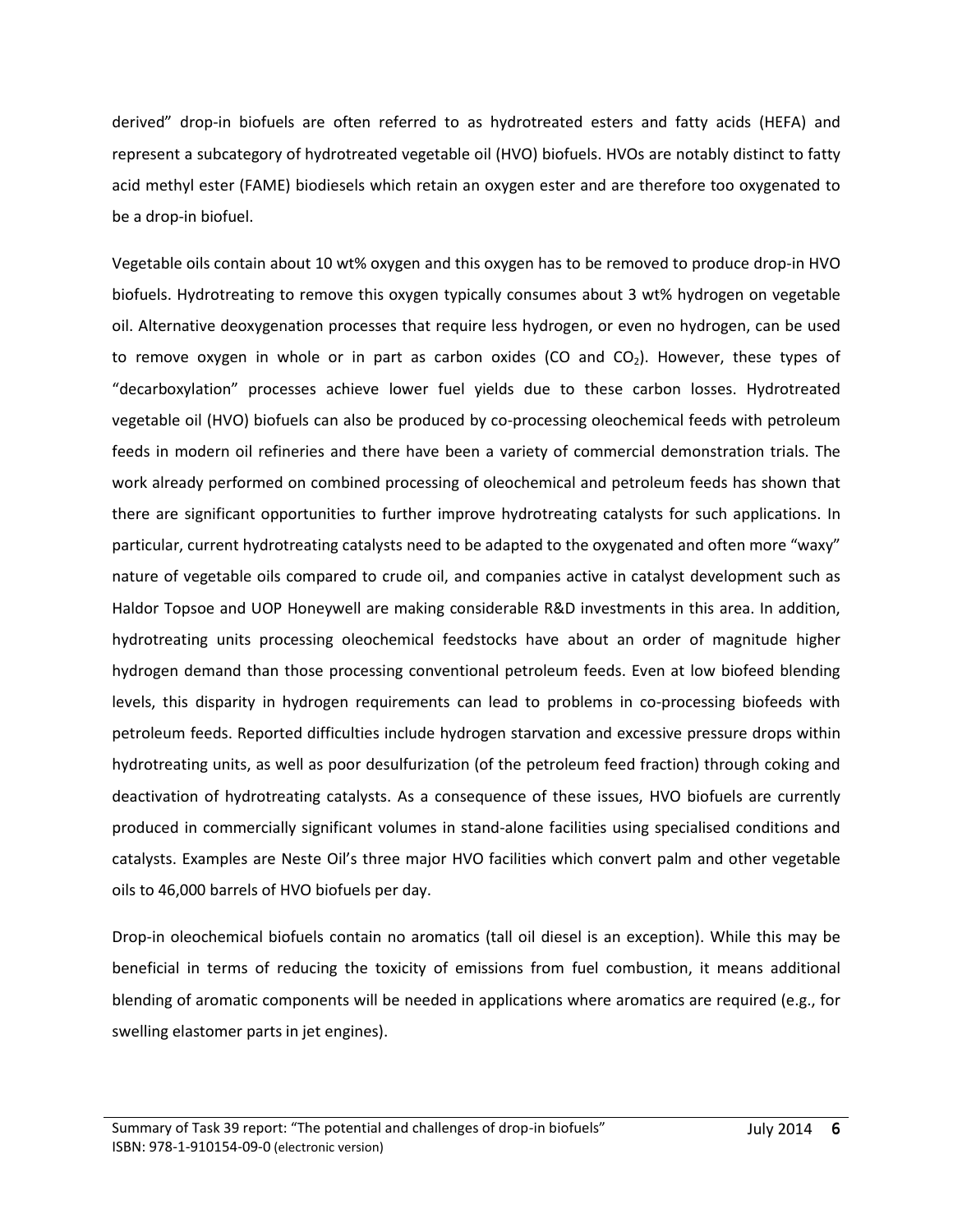derived" drop-in biofuels are often referred to as hydrotreated esters and fatty acids (HEFA) and represent a subcategory of hydrotreated vegetable oil (HVO) biofuels. HVOs are notably distinct to fatty acid methyl ester (FAME) biodiesels which retain an oxygen ester and are therefore too oxygenated to be a drop-in biofuel.

Vegetable oils contain about 10 wt% oxygen and this oxygen has to be removed to produce drop-in HVO biofuels. Hydrotreating to remove this oxygen typically consumes about 3 wt% hydrogen on vegetable oil. Alternative deoxygenation processes that require less hydrogen, or even no hydrogen, can be used to remove oxygen in whole or in part as carbon oxides (CO and $CO_2$). However, these types of "decarboxylation" processes achieve lower fuel yields due to these carbon losses. Hydrotreated vegetable oil (HVO) biofuels can also be produced by co-processing oleochemical feeds with petroleum feeds in modern oil refineries and there have been a variety of commercial demonstration trials. The work already performed on combined processing of oleochemical and petroleum feeds has shown that there are significant opportunities to further improve hydrotreating catalysts for such applications. In particular, current hydrotreating catalysts need to be adapted to the oxygenated and often more "waxy" nature of vegetable oils compared to crude oil, and companies active in catalyst development such as Haldor Topsoe and UOP Honeywell are making considerable R&D investments in this area. In addition, hydrotreating units processing oleochemical feedstocks have about an order of magnitude higher hydrogen demand than those processing conventional petroleum feeds. Even at low biofeed blending levels, this disparity in hydrogen requirements can lead to problems in co-processing biofeeds with petroleum feeds. Reported difficulties include hydrogen starvation and excessive pressure drops within hydrotreating units, as well as poor desulfurization (of the petroleum feed fraction) through coking and deactivation of hydrotreating catalysts. As a consequence of these issues, HVO biofuels are currently produced in commercially significant volumes in stand-alone facilities using specialised conditions and catalysts. Examples are Neste Oil's three major HVO facilities which convert palm and other vegetable oils to 46,000 barrels of HVO biofuels per day.

Drop-in oleochemical biofuels contain no aromatics (tall oil diesel is an exception). While this may be beneficial in terms of reducing the toxicity of emissions from fuel combustion, it means additional blending of aromatic components will be needed in applications where aromatics are required (e.g., for swelling elastomer parts in jet engines).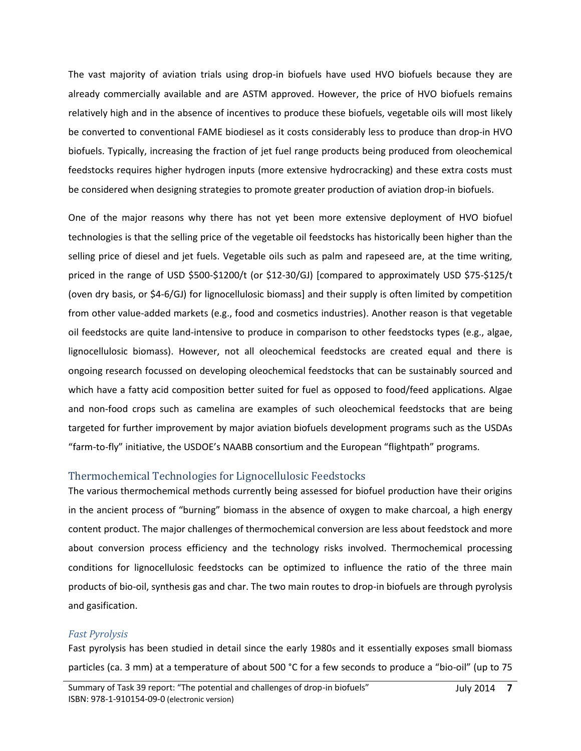The vast majority of aviation trials using drop-in biofuels have used HVO biofuels because they are already commercially available and are ASTM approved. However, the price of HVO biofuels remains relatively high and in the absence of incentives to produce these biofuels, vegetable oils will most likely be converted to conventional FAME biodiesel as it costs considerably less to produce than drop-in HVO biofuels. Typically, increasing the fraction of jet fuel range products being produced from oleochemical feedstocks requires higher hydrogen inputs (more extensive hydrocracking) and these extra costs must be considered when designing strategies to promote greater production of aviation drop-in biofuels.

One of the major reasons why there has not yet been more extensive deployment of HVO biofuel technologies is that the selling price of the vegetable oil feedstocks has historically been higher than the selling price of diesel and jet fuels. Vegetable oils such as palm and rapeseed are, at the time writing, priced in the range of USD $500-$1200/t (or $12-30/GJ) [compared to approximately USD $75-$125/t (oven dry basis, or $4-6/GJ) for lignocellulosic biomass] and their supply is often limited by competition from other value-added markets (e.g., food and cosmetics industries). Another reason is that vegetable oil feedstocks are quite land-intensive to produce in comparison to other feedstocks types (e.g., algae, lignocellulosic biomass). However, not all oleochemical feedstocks are created equal and there is ongoing research focussed on developing oleochemical feedstocks that can be sustainably sourced and which have a fatty acid composition better suited for fuel as opposed to food/feed applications. Algae and non-food crops such as camelina are examples of such oleochemical feedstocks that are being targeted for further improvement by major aviation biofuels development programs such as the USDAs "farm-to-fly" initiative, the USDOE's NAABB consortium and the European "flightpath" programs.

## Thermochemical Technologies for Lignocellulosic Feedstocks

The various thermochemical methods currently being assessed for biofuel production have their origins in the ancient process of "burning" biomass in the absence of oxygen to make charcoal, a high energy content product. The major challenges of thermochemical conversion are less about feedstock and more about conversion process efficiency and the technology risks involved. Thermochemical processing conditions for lignocellulosic feedstocks can be optimized to influence the ratio of the three main products of bio-oil, synthesis gas and char. The two main routes to drop-in biofuels are through pyrolysis and gasification.

### *Fast Pyrolysis*

Fast pyrolysis has been studied in detail since the early 1980s and it essentially exposes small biomass particles (ca. 3 mm) at a temperature of about 500 °C for a few seconds to produce a "bio-oil" (up to 75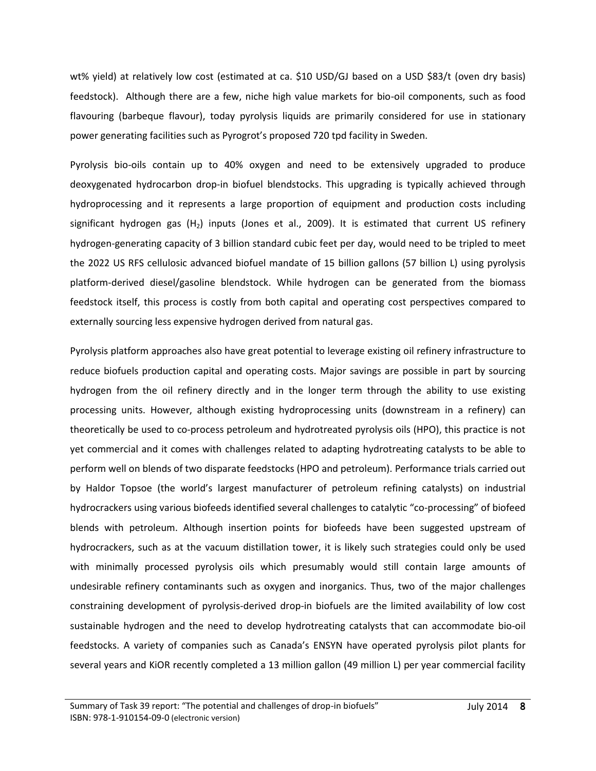wt% yield) at relatively low cost (estimated at ca. $10 USD/GJ based on a USD $83/t (oven dry basis) feedstock). Although there are a few, niche high value markets for bio-oil components, such as food flavouring (barbeque flavour), today pyrolysis liquids are primarily considered for use in stationary power generating facilities such as Pyrogrot's proposed 720 tpd facility in Sweden.

Pyrolysis bio-oils contain up to 40% oxygen and need to be extensively upgraded to produce deoxygenated hydrocarbon drop-in biofuel blendstocks. This upgrading is typically achieved through hydroprocessing and it represents a large proportion of equipment and production costs including significant hydrogen gas ($H_2$) inputs (Jones et al., 2009). It is estimated that current US refinery hydrogen-generating capacity of 3 billion standard cubic feet per day, would need to be tripled to meet the 2022 US RFS cellulosic advanced biofuel mandate of 15 billion gallons (57 billion L) using pyrolysis platform-derived diesel/gasoline blendstock. While hydrogen can be generated from the biomass feedstock itself, this process is costly from both capital and operating cost perspectives compared to externally sourcing less expensive hydrogen derived from natural gas.

Pyrolysis platform approaches also have great potential to leverage existing oil refinery infrastructure to reduce biofuels production capital and operating costs. Major savings are possible in part by sourcing hydrogen from the oil refinery directly and in the longer term through the ability to use existing processing units. However, although existing hydroprocessing units (downstream in a refinery) can theoretically be used to co-process petroleum and hydrotreated pyrolysis oils (HPO), this practice is not yet commercial and it comes with challenges related to adapting hydrotreating catalysts to be able to perform well on blends of two disparate feedstocks (HPO and petroleum). Performance trials carried out by Haldor Topsoe (the world's largest manufacturer of petroleum refining catalysts) on industrial hydrocrackers using various biofeeds identified several challenges to catalytic "co-processing" of biofeed blends with petroleum. Although insertion points for biofeeds have been suggested upstream of hydrocrackers, such as at the vacuum distillation tower, it is likely such strategies could only be used with minimally processed pyrolysis oils which presumably would still contain large amounts of undesirable refinery contaminants such as oxygen and inorganics. Thus, two of the major challenges constraining development of pyrolysis-derived drop-in biofuels are the limited availability of low cost sustainable hydrogen and the need to develop hydrotreating catalysts that can accommodate bio-oil feedstocks. A variety of companies such as Canada's ENSYN have operated pyrolysis pilot plants for several years and KiOR recently completed a 13 million gallon (49 million L) per year commercial facility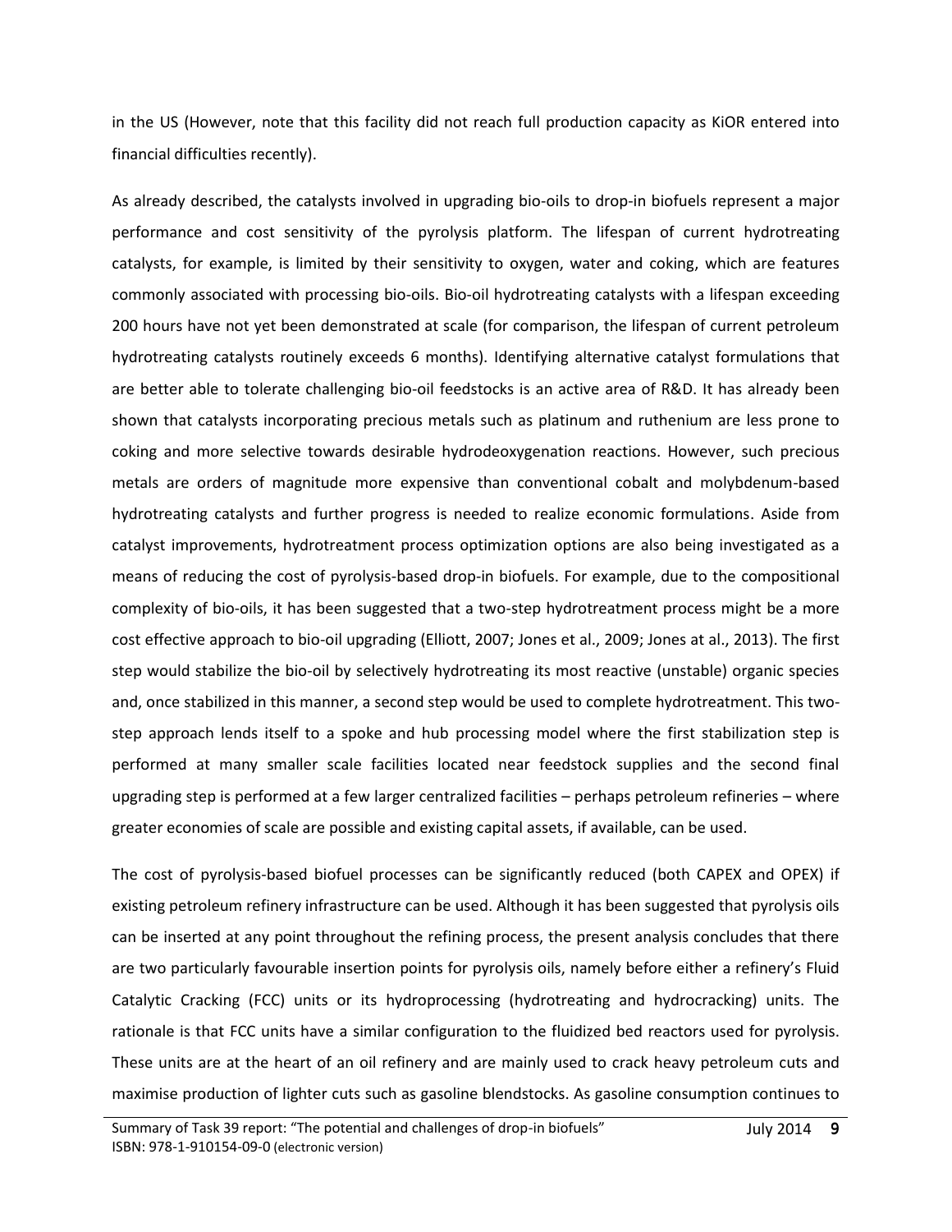in the US (However, note that this facility did not reach full production capacity as KiOR entered into financial difficulties recently).

As already described, the catalysts involved in upgrading bio-oils to drop-in biofuels represent a major performance and cost sensitivity of the pyrolysis platform. The lifespan of current hydrotreating catalysts, for example, is limited by their sensitivity to oxygen, water and coking, which are features commonly associated with processing bio-oils. Bio-oil hydrotreating catalysts with a lifespan exceeding 200 hours have not yet been demonstrated at scale (for comparison, the lifespan of current petroleum hydrotreating catalysts routinely exceeds 6 months). Identifying alternative catalyst formulations that are better able to tolerate challenging bio-oil feedstocks is an active area of R&D. It has already been shown that catalysts incorporating precious metals such as platinum and ruthenium are less prone to coking and more selective towards desirable hydrodeoxygenation reactions. However, such precious metals are orders of magnitude more expensive than conventional cobalt and molybdenum-based hydrotreating catalysts and further progress is needed to realize economic formulations. Aside from catalyst improvements, hydrotreatment process optimization options are also being investigated as a means of reducing the cost of pyrolysis-based drop-in biofuels. For example, due to the compositional complexity of bio-oils, it has been suggested that a two-step hydrotreatment process might be a more cost effective approach to bio-oil upgrading (Elliott, 2007; Jones et al., 2009; Jones at al., 2013). The first step would stabilize the bio-oil by selectively hydrotreating its most reactive (unstable) organic species and, once stabilized in this manner, a second step would be used to complete hydrotreatment. This two-step approach lends itself to a spoke and hub processing model where the first stabilization step is performed at many smaller scale facilities located near feedstock supplies and the second final upgrading step is performed at a few larger centralized facilities – perhaps petroleum refineries – where greater economies of scale are possible and existing capital assets, if available, can be used.

The cost of pyrolysis-based biofuel processes can be significantly reduced (both CAPEX and OPEX) if existing petroleum refinery infrastructure can be used. Although it has been suggested that pyrolysis oils can be inserted at any point throughout the refining process, the present analysis concludes that there are two particularly favourable insertion points for pyrolysis oils, namely before either a refinery's Fluid Catalytic Cracking (FCC) units or its hydroprocessing (hydrotreating and hydrocracking) units. The rationale is that FCC units have a similar configuration to the fluidized bed reactors used for pyrolysis. These units are at the heart of an oil refinery and are mainly used to crack heavy petroleum cuts and maximise production of lighter cuts such as gasoline blendstocks. As gasoline consumption continues to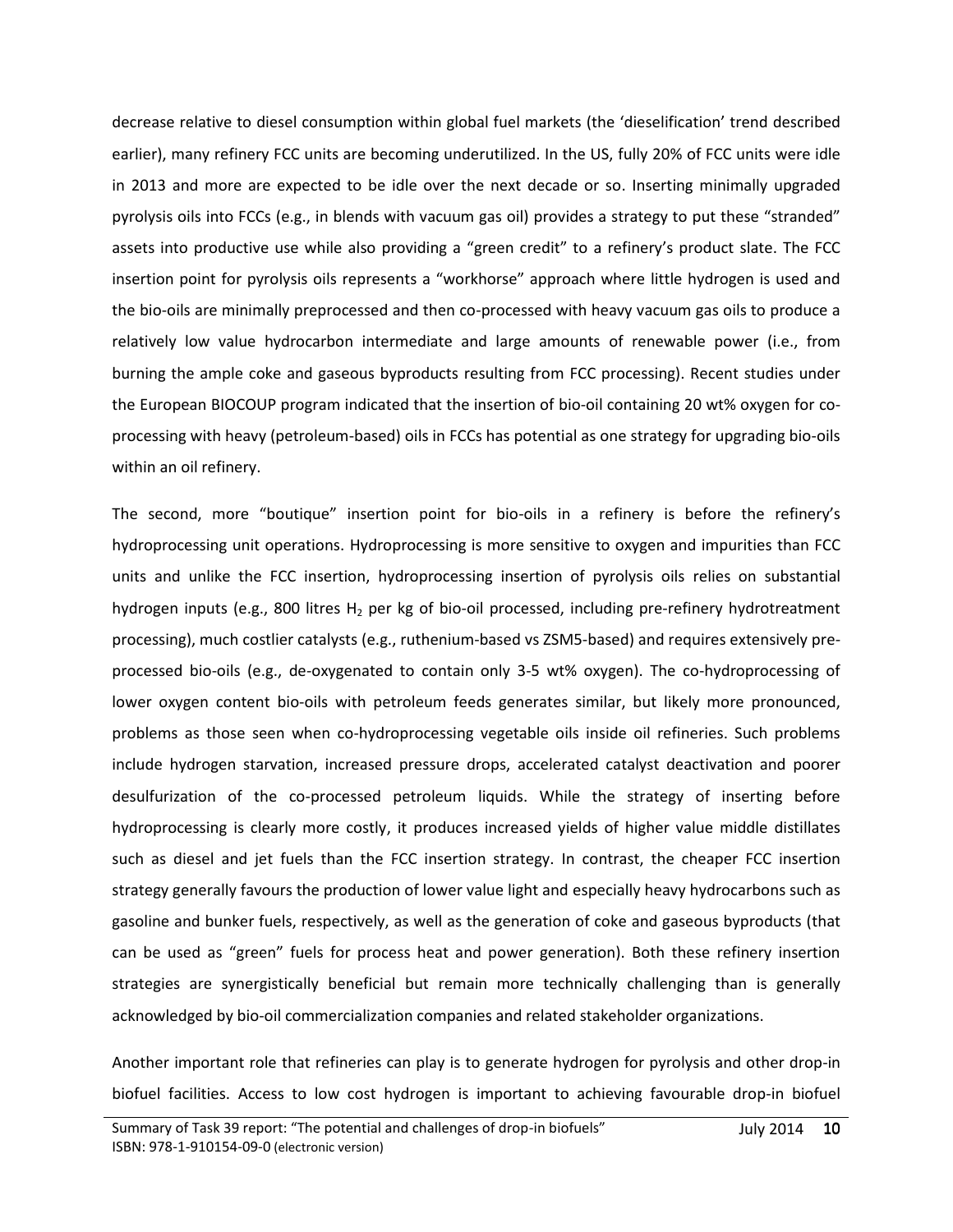decrease relative to diesel consumption within global fuel markets (the 'dieselification' trend described earlier), many refinery FCC units are becoming underutilized. In the US, fully 20% of FCC units were idle in 2013 and more are expected to be idle over the next decade or so. Inserting minimally upgraded pyrolysis oils into FCCs (e.g., in blends with vacuum gas oil) provides a strategy to put these "stranded" assets into productive use while also providing a "green credit" to a refinery's product slate. The FCC insertion point for pyrolysis oils represents a "workhorse" approach where little hydrogen is used and the bio-oils are minimally preprocessed and then co-processed with heavy vacuum gas oils to produce a relatively low value hydrocarbon intermediate and large amounts of renewable power (i.e., from burning the ample coke and gaseous byproducts resulting from FCC processing). Recent studies under the European BIOCOUP program indicated that the insertion of bio-oil containing 20 wt% oxygen for co-processing with heavy (petroleum-based) oils in FCCs has potential as one strategy for upgrading bio-oils within an oil refinery.

The second, more "boutique" insertion point for bio-oils in a refinery is before the refinery's hydroprocessing unit operations. Hydroprocessing is more sensitive to oxygen and impurities than FCC units and unlike the FCC insertion, hydroprocessing insertion of pyrolysis oils relies on substantial hydrogen inputs (e.g., 800 litres $H_2$ per kg of bio-oil processed, including pre-refinery hydrotreatment processing), much costlier catalysts (e.g., ruthenium-based vs ZSM5-based) and requires extensively pre-processed bio-oils (e.g., de-oxygenated to contain only 3-5 wt% oxygen). The co-hydroprocessing of lower oxygen content bio-oils with petroleum feeds generates similar, but likely more pronounced, problems as those seen when co-hydroprocessing vegetable oils inside oil refineries. Such problems include hydrogen starvation, increased pressure drops, accelerated catalyst deactivation and poorer desulfurization of the co-processed petroleum liquids. While the strategy of inserting before hydroprocessing is clearly more costly, it produces increased yields of higher value middle distillates such as diesel and jet fuels than the FCC insertion strategy. In contrast, the cheaper FCC insertion strategy generally favours the production of lower value light and especially heavy hydrocarbons such as gasoline and bunker fuels, respectively, as well as the generation of coke and gaseous byproducts (that can be used as "green" fuels for process heat and power generation). Both these refinery insertion strategies are synergistically beneficial but remain more technically challenging than is generally acknowledged by bio-oil commercialization companies and related stakeholder organizations.

Another important role that refineries can play is to generate hydrogen for pyrolysis and other drop-in biofuel facilities. Access to low cost hydrogen is important to achieving favourable drop-in biofuel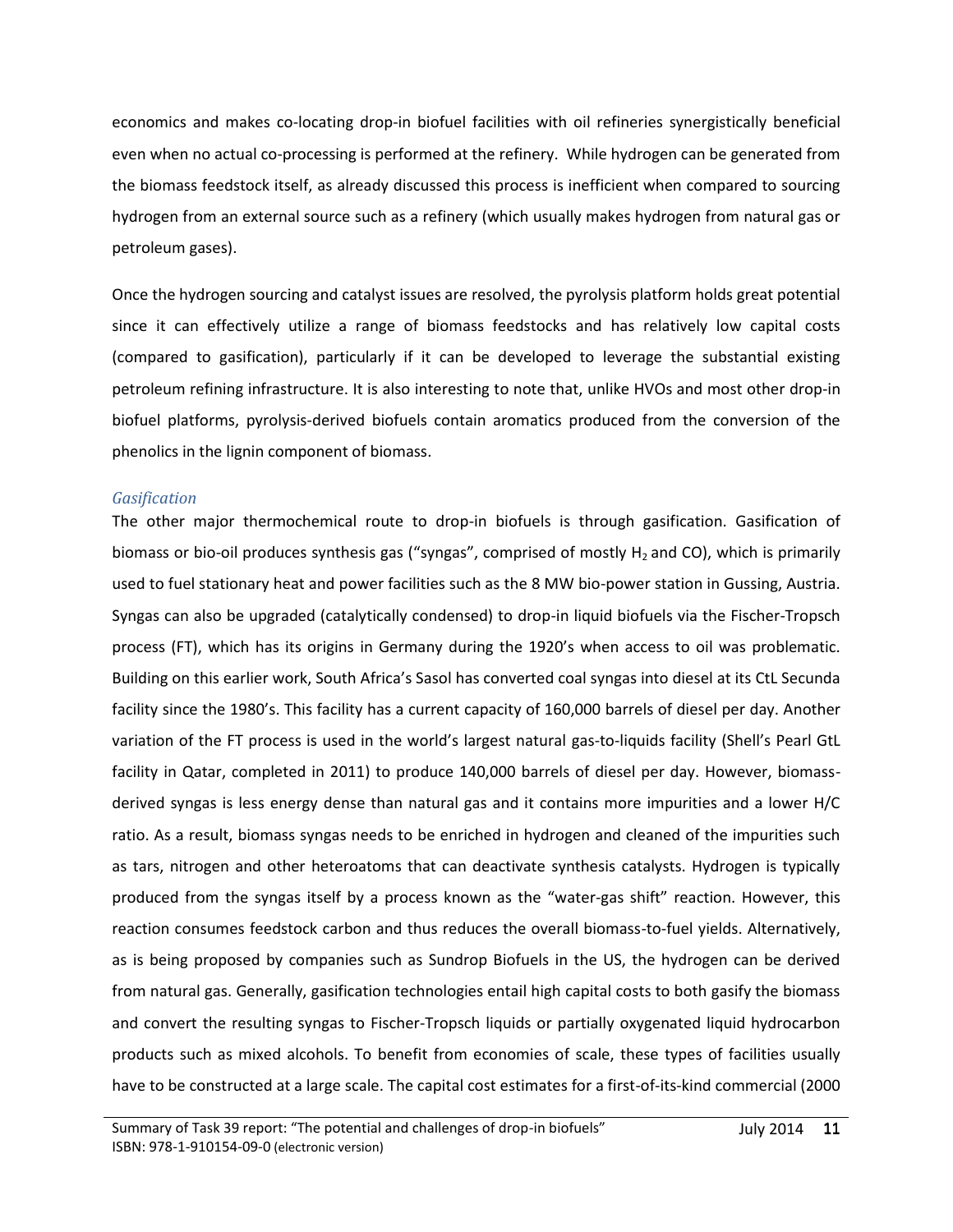economics and makes co-locating drop-in biofuel facilities with oil refineries synergistically beneficial even when no actual co-processing is performed at the refinery. While hydrogen can be generated from the biomass feedstock itself, as already discussed this process is inefficient when compared to sourcing hydrogen from an external source such as a refinery (which usually makes hydrogen from natural gas or petroleum gases).

Once the hydrogen sourcing and catalyst issues are resolved, the pyrolysis platform holds great potential since it can effectively utilize a range of biomass feedstocks and has relatively low capital costs (compared to gasification), particularly if it can be developed to leverage the substantial existing petroleum refining infrastructure. It is also interesting to note that, unlike HVOs and most other drop-in biofuel platforms, pyrolysis-derived biofuels contain aromatics produced from the conversion of the phenolics in the lignin component of biomass.

### *Gasification*

The other major thermochemical route to drop-in biofuels is through gasification. Gasification of biomass or bio-oil produces synthesis gas ("syngas", comprised of mostly $H_2$ and CO), which is primarily used to fuel stationary heat and power facilities such as the 8 MW bio-power station in Gussing, Austria. Syngas can also be upgraded (catalytically condensed) to drop-in liquid biofuels via the Fischer-Tropsch process (FT), which has its origins in Germany during the 1920's when access to oil was problematic. Building on this earlier work, South Africa's Sasol has converted coal syngas into diesel at its CtL Secunda facility since the 1980's. This facility has a current capacity of 160,000 barrels of diesel per day. Another variation of the FT process is used in the world's largest natural gas-to-liquids facility (Shell's Pearl GtL facility in Qatar, completed in 2011) to produce 140,000 barrels of diesel per day. However, biomass-derived syngas is less energy dense than natural gas and it contains more impurities and a lower H/C ratio. As a result, biomass syngas needs to be enriched in hydrogen and cleaned of the impurities such as tars, nitrogen and other heteroatoms that can deactivate synthesis catalysts. Hydrogen is typically produced from the syngas itself by a process known as the "water-gas shift" reaction. However, this reaction consumes feedstock carbon and thus reduces the overall biomass-to-fuel yields. Alternatively, as is being proposed by companies such as Sundrop Biofuels in the US, the hydrogen can be derived from natural gas. Generally, gasification technologies entail high capital costs to both gasify the biomass and convert the resulting syngas to Fischer-Tropsch liquids or partially oxygenated liquid hydrocarbon products such as mixed alcohols. To benefit from economies of scale, these types of facilities usually have to be constructed at a large scale. The capital cost estimates for a first-of-its-kind commercial (2000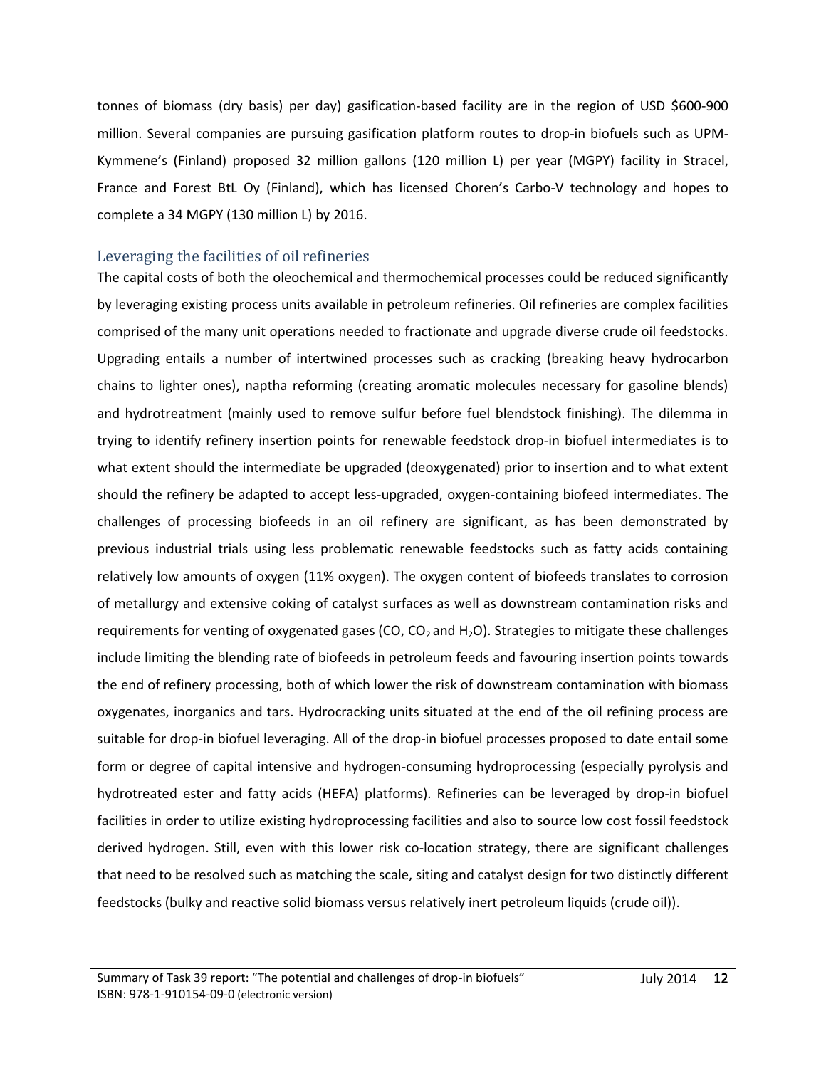tonnes of biomass (dry basis) per day) gasification-based facility are in the region of USD $600-900 million. Several companies are pursuing gasification platform routes to drop-in biofuels such as UPM-Kymmene's (Finland) proposed 32 million gallons (120 million L) per year (MGPY) facility in Stracel, France and Forest BtL Oy (Finland), which has licensed Choren's Carbo-V technology and hopes to complete a 34 MGPY (130 million L) by 2016.

## Leveraging the facilities of oil refineries

The capital costs of both the oleochemical and thermochemical processes could be reduced significantly by leveraging existing process units available in petroleum refineries. Oil refineries are complex facilities comprised of the many unit operations needed to fractionate and upgrade diverse crude oil feedstocks. Upgrading entails a number of intertwined processes such as cracking (breaking heavy hydrocarbon chains to lighter ones), naptha reforming (creating aromatic molecules necessary for gasoline blends) and hydrotreatment (mainly used to remove sulfur before fuel blendstock finishing). The dilemma in trying to identify refinery insertion points for renewable feedstock drop-in biofuel intermediates is to what extent should the intermediate be upgraded (deoxygenated) prior to insertion and to what extent should the refinery be adapted to accept less-upgraded, oxygen-containing biofeed intermediates. The challenges of processing biofeeds in an oil refinery are significant, as has been demonstrated by previous industrial trials using less problematic renewable feedstocks such as fatty acids containing relatively low amounts of oxygen (11% oxygen). The oxygen content of biofeeds translates to corrosion of metallurgy and extensive coking of catalyst surfaces as well as downstream contamination risks and requirements for venting of oxygenated gases (CO, $CO_2$ and $H_2O$). Strategies to mitigate these challenges include limiting the blending rate of biofeeds in petroleum feeds and favouring insertion points towards the end of refinery processing, both of which lower the risk of downstream contamination with biomass oxygenates, inorganics and tars. Hydrocracking units situated at the end of the oil refining process are suitable for drop-in biofuel leveraging. All of the drop-in biofuel processes proposed to date entail some form or degree of capital intensive and hydrogen-consuming hydroprocessing (especially pyrolysis and hydrotreated ester and fatty acids (HEFA) platforms). Refineries can be leveraged by drop-in biofuel facilities in order to utilize existing hydroprocessing facilities and also to source low cost fossil feedstock derived hydrogen. Still, even with this lower risk co-location strategy, there are significant challenges that need to be resolved such as matching the scale, siting and catalyst design for two distinctly different feedstocks (bulky and reactive solid biomass versus relatively inert petroleum liquids (crude oil)).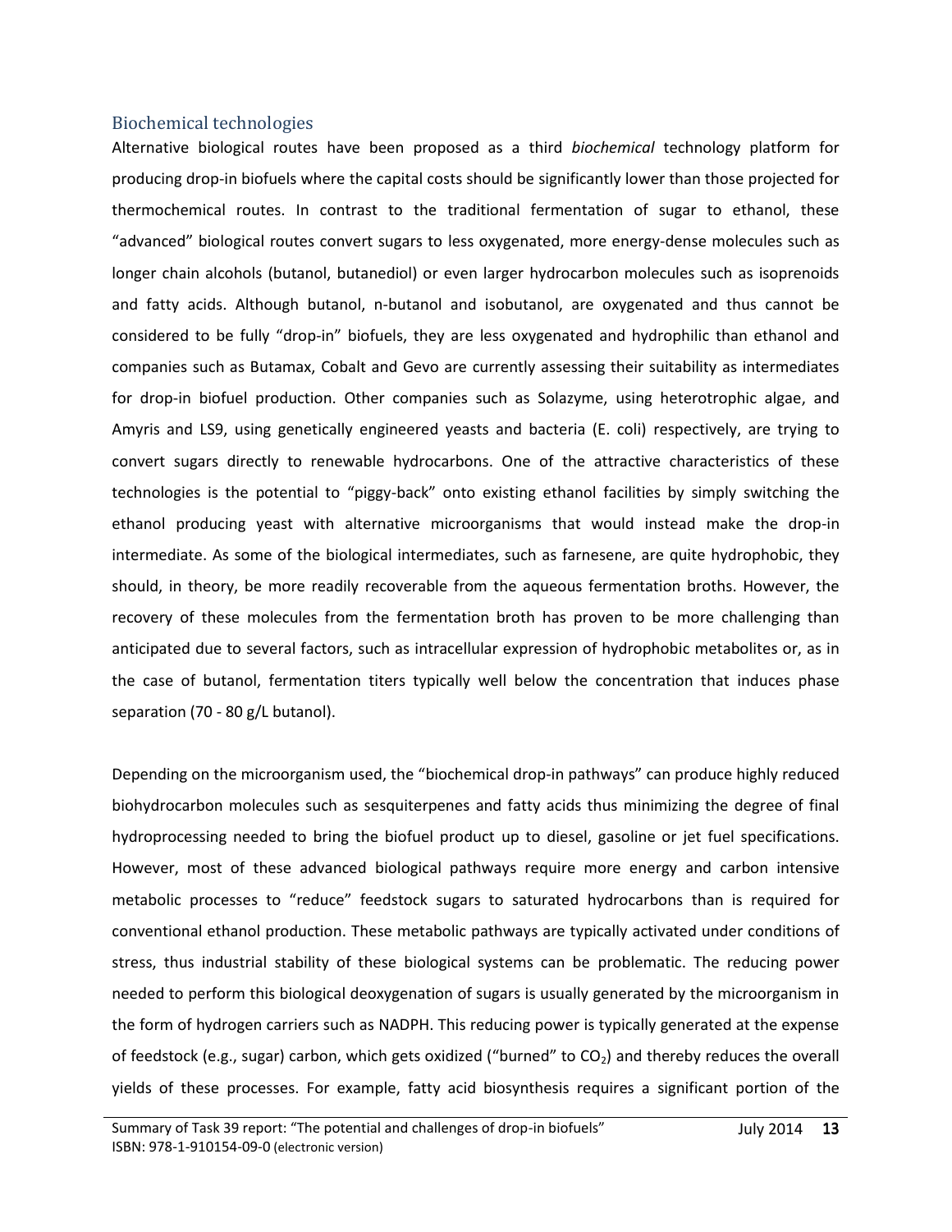## Biochemical technologies

Alternative biological routes have been proposed as a third *biochemical* technology platform for producing drop-in biofuels where the capital costs should be significantly lower than those projected for thermochemical routes. In contrast to the traditional fermentation of sugar to ethanol, these "advanced" biological routes convert sugars to less oxygenated, more energy-dense molecules such as longer chain alcohols (butanol, butanediol) or even larger hydrocarbon molecules such as isoprenoids and fatty acids. Although butanol, n-butanol and isobutanol, are oxygenated and thus cannot be considered to be fully "drop-in" biofuels, they are less oxygenated and hydrophilic than ethanol and companies such as Butamax, Cobalt and Gevo are currently assessing their suitability as intermediates for drop-in biofuel production. Other companies such as Solazyme, using heterotrophic algae, and Amyris and LS9, using genetically engineered yeasts and bacteria (E. coli) respectively, are trying to convert sugars directly to renewable hydrocarbons. One of the attractive characteristics of these technologies is the potential to "piggy-back" onto existing ethanol facilities by simply switching the ethanol producing yeast with alternative microorganisms that would instead make the drop-in intermediate. As some of the biological intermediates, such as farnesene, are quite hydrophobic, they should, in theory, be more readily recoverable from the aqueous fermentation broths. However, the recovery of these molecules from the fermentation broth has proven to be more challenging than anticipated due to several factors, such as intracellular expression of hydrophobic metabolites or, as in the case of butanol, fermentation titers typically well below the concentration that induces phase separation (70 - 80 g/L butanol).

Depending on the microorganism used, the "biochemical drop-in pathways" can produce highly reduced biohydrocarbon molecules such as sesquiterpenes and fatty acids thus minimizing the degree of final hydroprocessing needed to bring the biofuel product up to diesel, gasoline or jet fuel specifications. However, most of these advanced biological pathways require more energy and carbon intensive metabolic processes to "reduce" feedstock sugars to saturated hydrocarbons than is required for conventional ethanol production. These metabolic pathways are typically activated under conditions of stress, thus industrial stability of these biological systems can be problematic. The reducing power needed to perform this biological deoxygenation of sugars is usually generated by the microorganism in the form of hydrogen carriers such as NADPH. This reducing power is typically generated at the expense of feedstock (e.g., sugar) carbon, which gets oxidized ("burned" to $CO_2$) and thereby reduces the overall yields of these processes. For example, fatty acid biosynthesis requires a significant portion of the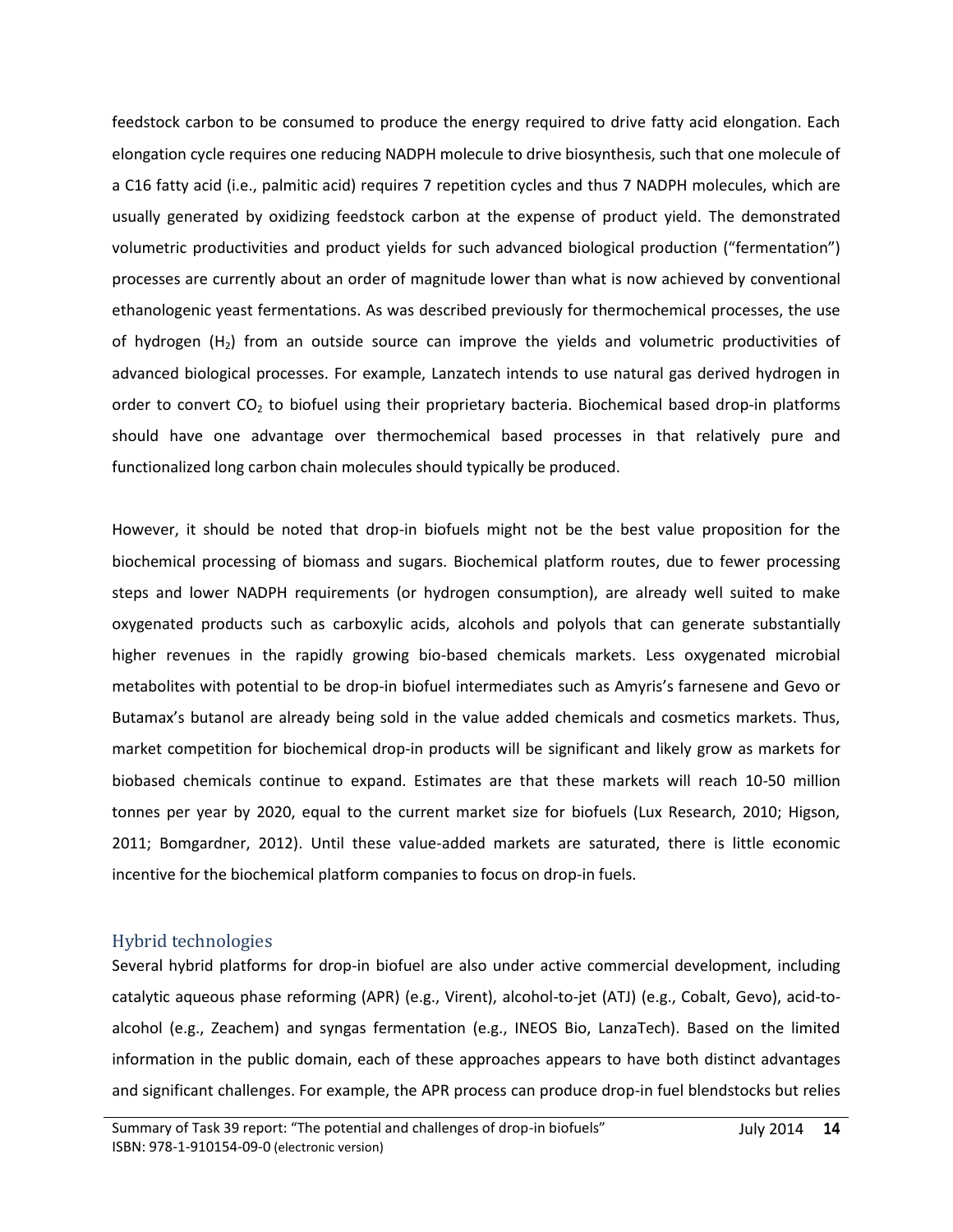feedstock carbon to be consumed to produce the energy required to drive fatty acid elongation. Each elongation cycle requires one reducing NADPH molecule to drive biosynthesis, such that one molecule of a C16 fatty acid (i.e., palmitic acid) requires 7 repetition cycles and thus 7 NADPH molecules, which are usually generated by oxidizing feedstock carbon at the expense of product yield. The demonstrated volumetric productivities and product yields for such advanced biological production ("fermentation") processes are currently about an order of magnitude lower than what is now achieved by conventional ethanologenic yeast fermentations. As was described previously for thermochemical processes, the use of hydrogen ($H_2$) from an outside source can improve the yields and volumetric productivities of advanced biological processes. For example, Lanzatech intends to use natural gas derived hydrogen in order to convert $CO_2$ to biofuel using their proprietary bacteria. Biochemical based drop-in platforms should have one advantage over thermochemical based processes in that relatively pure and functionalized long carbon chain molecules should typically be produced.

However, it should be noted that drop-in biofuels might not be the best value proposition for the biochemical processing of biomass and sugars. Biochemical platform routes, due to fewer processing steps and lower NADPH requirements (or hydrogen consumption), are already well suited to make oxygenated products such as carboxylic acids, alcohols and polyols that can generate substantially higher revenues in the rapidly growing bio-based chemicals markets. Less oxygenated microbial metabolites with potential to be drop-in biofuel intermediates such as Amyris's farnesene and Gevo or Butamax's butanol are already being sold in the value added chemicals and cosmetics markets. Thus, market competition for biochemical drop-in products will be significant and likely grow as markets for biobased chemicals continue to expand. Estimates are that these markets will reach 10-50 million tonnes per year by 2020, equal to the current market size for biofuels (Lux Research, 2010; Higson, 2011; Bomgardner, 2012). Until these value-added markets are saturated, there is little economic incentive for the biochemical platform companies to focus on drop-in fuels.

## Hybrid technologies

Several hybrid platforms for drop-in biofuel are also under active commercial development, including catalytic aqueous phase reforming (APR) (e.g., Virent), alcohol-to-jet (ATJ) (e.g., Cobalt, Gevo), acid-to-alcohol (e.g., Zeachem) and syngas fermentation (e.g., INEOS Bio, LanzaTech). Based on the limited information in the public domain, each of these approaches appears to have both distinct advantages and significant challenges. For example, the APR process can produce drop-in fuel blendstocks but relies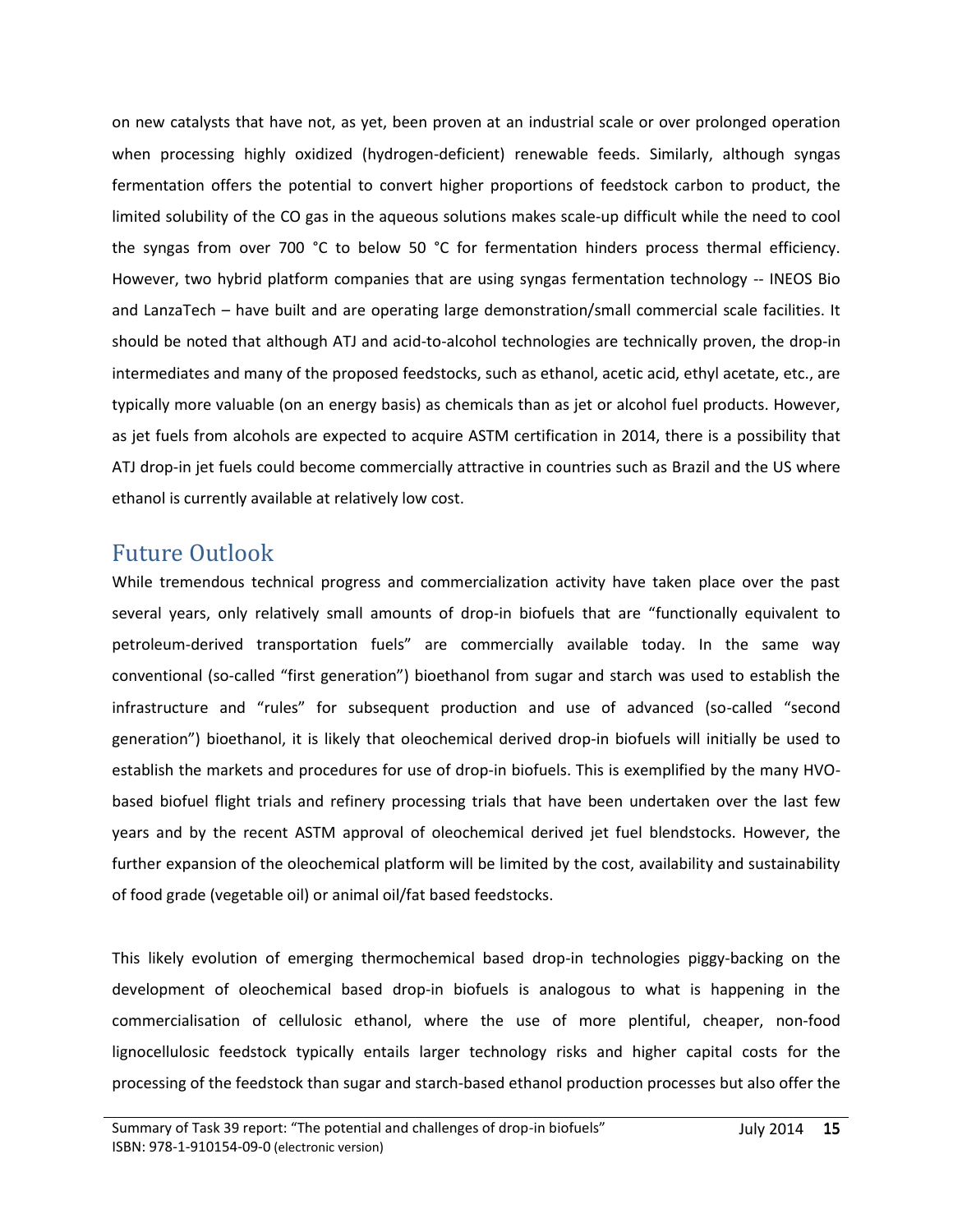on new catalysts that have not, as yet, been proven at an industrial scale or over prolonged operation when processing highly oxidized (hydrogen-deficient) renewable feeds. Similarly, although syngas fermentation offers the potential to convert higher proportions of feedstock carbon to product, the limited solubility of the CO gas in the aqueous solutions makes scale-up difficult while the need to cool the syngas from over 700 °C to below 50 °C for fermentation hinders process thermal efficiency. However, two hybrid platform companies that are using syngas fermentation technology -- INEOS Bio and LanzaTech – have built and are operating large demonstration/small commercial scale facilities. It should be noted that although ATJ and acid-to-alcohol technologies are technically proven, the drop-in intermediates and many of the proposed feedstocks, such as ethanol, acetic acid, ethyl acetate, etc., are typically more valuable (on an energy basis) as chemicals than as jet or alcohol fuel products. However, as jet fuels from alcohols are expected to acquire ASTM certification in 2014, there is a possibility that ATJ drop-in jet fuels could become commercially attractive in countries such as Brazil and the US where ethanol is currently available at relatively low cost.

## Future Outlook

While tremendous technical progress and commercialization activity have taken place over the past several years, only relatively small amounts of drop-in biofuels that are "functionally equivalent to petroleum-derived transportation fuels" are commercially available today. In the same way conventional (so-called "first generation") bioethanol from sugar and starch was used to establish the infrastructure and "rules" for subsequent production and use of advanced (so-called "second generation") bioethanol, it is likely that oleochemical derived drop-in biofuels will initially be used to establish the markets and procedures for use of drop-in biofuels. This is exemplified by the many HVO-based biofuel flight trials and refinery processing trials that have been undertaken over the last few years and by the recent ASTM approval of oleochemical derived jet fuel blendstocks. However, the further expansion of the oleochemical platform will be limited by the cost, availability and sustainability of food grade (vegetable oil) or animal oil/fat based feedstocks.

This likely evolution of emerging thermochemical based drop-in technologies piggy-backing on the development of oleochemical based drop-in biofuels is analogous to what is happening in the commercialisation of cellulosic ethanol, where the use of more plentiful, cheaper, non-food lignocellulosic feedstock typically entails larger technology risks and higher capital costs for the processing of the feedstock than sugar and starch-based ethanol production processes but also offer the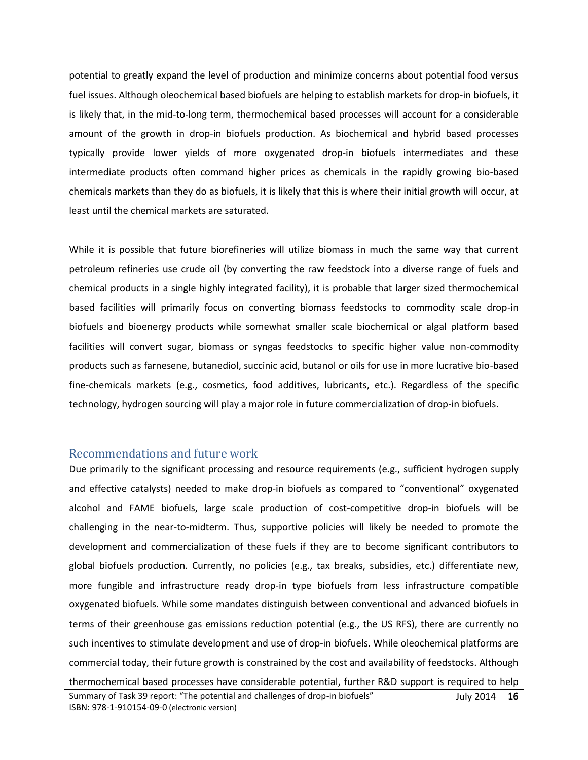potential to greatly expand the level of production and minimize concerns about potential food versus fuel issues. Although oleochemical based biofuels are helping to establish markets for drop-in biofuels, it is likely that, in the mid-to-long term, thermochemical based processes will account for a considerable amount of the growth in drop-in biofuels production. As biochemical and hybrid based processes typically provide lower yields of more oxygenated drop-in biofuels intermediates and these intermediate products often command higher prices as chemicals in the rapidly growing bio-based chemicals markets than they do as biofuels, it is likely that this is where their initial growth will occur, at least until the chemical markets are saturated.

While it is possible that future biorefineries will utilize biomass in much the same way that current petroleum refineries use crude oil (by converting the raw feedstock into a diverse range of fuels and chemical products in a single highly integrated facility), it is probable that larger sized thermochemical based facilities will primarily focus on converting biomass feedstocks to commodity scale drop-in biofuels and bioenergy products while somewhat smaller scale biochemical or algal platform based facilities will convert sugar, biomass or syngas feedstocks to specific higher value non-commodity products such as farnesene, butanediol, succinic acid, butanol or oils for use in more lucrative bio-based fine-chemicals markets (e.g., cosmetics, food additives, lubricants, etc.). Regardless of the specific technology, hydrogen sourcing will play a major role in future commercialization of drop-in biofuels.

## Recommendations and future work

Due primarily to the significant processing and resource requirements (e.g., sufficient hydrogen supply and effective catalysts) needed to make drop-in biofuels as compared to "conventional" oxygenated alcohol and FAME biofuels, large scale production of cost-competitive drop-in biofuels will be challenging in the near-to-midterm. Thus, supportive policies will likely be needed to promote the development and commercialization of these fuels if they are to become significant contributors to global biofuels production. Currently, no policies (e.g., tax breaks, subsidies, etc.) differentiate new, more fungible and infrastructure ready drop-in type biofuels from less infrastructure compatible oxygenated biofuels. While some mandates distinguish between conventional and advanced biofuels in terms of their greenhouse gas emissions reduction potential (e.g., the US RFS), there are currently no such incentives to stimulate development and use of drop-in biofuels. While oleochemical platforms are commercial today, their future growth is constrained by the cost and availability of feedstocks. Although thermochemical based processes have considerable potential, further R&D support is required to help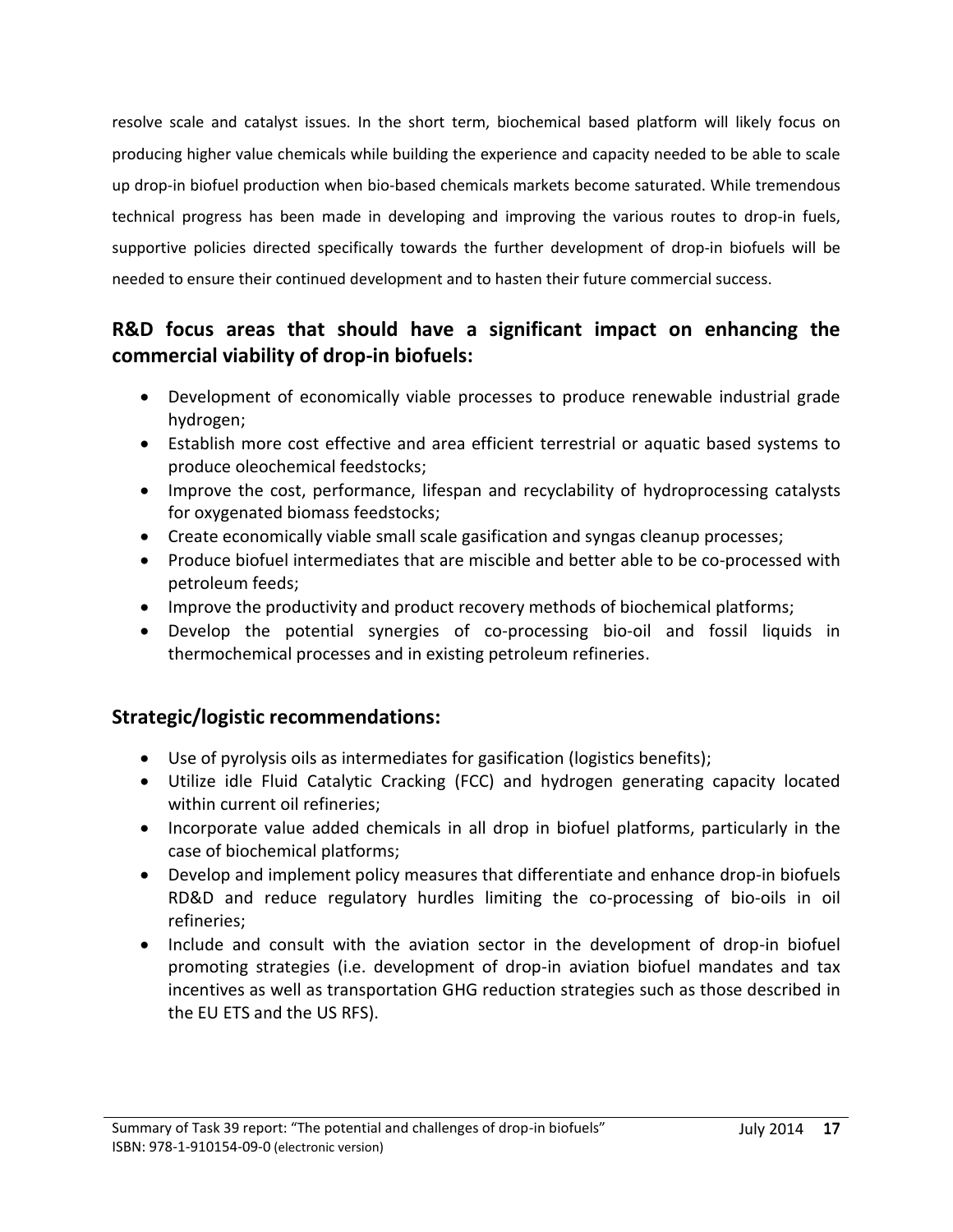resolve scale and catalyst issues. In the short term, biochemical based platform will likely focus on producing higher value chemicals while building the experience and capacity needed to be able to scale up drop-in biofuel production when bio-based chemicals markets become saturated. While tremendous technical progress has been made in developing and improving the various routes to drop-in fuels, supportive policies directed specifically towards the further development of drop-in biofuels will be needed to ensure their continued development and to hasten their future commercial success.

## R&D focus areas that should have a significant impact on enhancing the commercial viability of drop-in biofuels:

- Development of economically viable processes to produce renewable industrial grade hydrogen;
- Establish more cost effective and area efficient terrestrial or aquatic based systems to produce oleochemical feedstocks;
- Improve the cost, performance, lifespan and recyclability of hydroprocessing catalysts for oxygenated biomass feedstocks;
- Create economically viable small scale gasification and syngas cleanup processes;
- Produce biofuel intermediates that are miscible and better able to be co-processed with petroleum feeds;
- Improve the productivity and product recovery methods of biochemical platforms;
- Develop the potential synergies of co-processing bio-oil and fossil liquids in thermochemical processes and in existing petroleum refineries.

## Strategic/logistic recommendations:

- Use of pyrolysis oils as intermediates for gasification (logistics benefits);
- Utilize idle Fluid Catalytic Cracking (FCC) and hydrogen generating capacity located within current oil refineries;
- Incorporate value added chemicals in all drop in biofuel platforms, particularly in the case of biochemical platforms;
- Develop and implement policy measures that differentiate and enhance drop-in biofuels RD&D and reduce regulatory hurdles limiting the co-processing of bio-oils in oil refineries;
- Include and consult with the aviation sector in the development of drop-in biofuel promoting strategies (i.e. development of drop-in aviation biofuel mandates and tax incentives as well as transportation GHG reduction strategies such as those described in the EU ETS and the US RFS).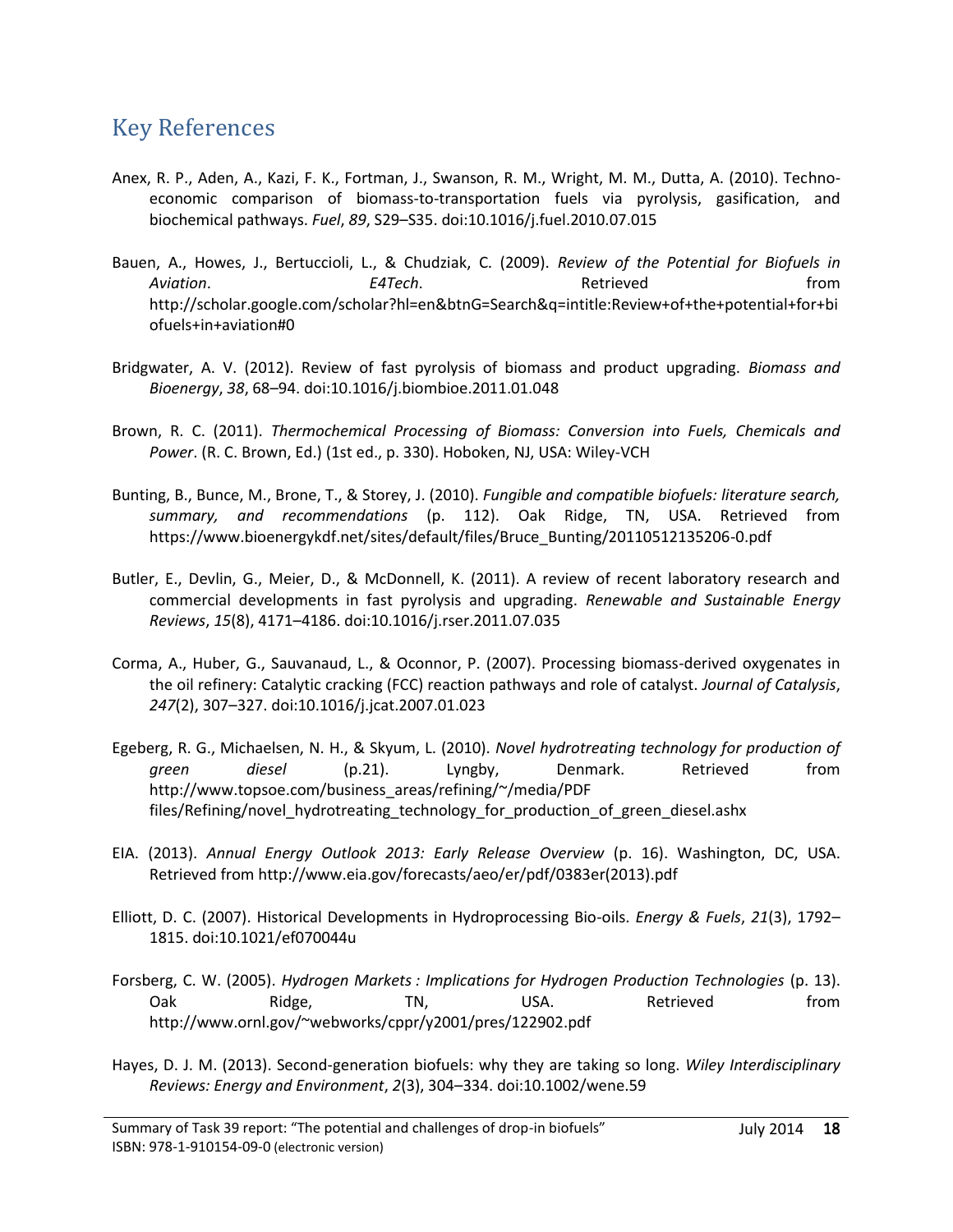## Key References

Anex, R. P., Aden, A., Kazi, F. K., Fortman, J., Swanson, R. M., Wright, M. M., Dutta, A. (2010). Techno-economic comparison of biomass-to-transportation fuels via pyrolysis, gasification, and biochemical pathways. *Fuel*, *89*, S29–S35. doi:10.1016/j.fuel.2010.07.015

Bauen, A., Howes, J., Bertuccioli, L., & Chudziak, C. (2009). *Review of the Potential for Biofuels in Aviation*. *E4Tech*. Retrieved from http://scholar.google.com/scholar?hl=en&btnG=Search&q=intitle:Review+of+the+potential+for+biofuels+in+aviation#0

Bridgwater, A. V. (2012). Review of fast pyrolysis of biomass and product upgrading. *Biomass and Bioenergy*, *38*, 68–94. doi:10.1016/j.biombioe.2011.01.048

Brown, R. C. (2011). *Thermochemical Processing of Biomass: Conversion into Fuels, Chemicals and Power*. (R. C. Brown, Ed.) (1st ed., p. 330). Hoboken, NJ, USA: Wiley-VCH

Bunting, B., Bunce, M., Brone, T., & Storey, J. (2010). *Fungible and compatible biofuels: literature search, summary, and recommendations* (p. 112). Oak Ridge, TN, USA. Retrieved from https://www.bioenergykdf.net/sites/default/files/Bruce_Bunting/20110512135206-0.pdf

Butler, E., Devlin, G., Meier, D., & McDonnell, K. (2011). A review of recent laboratory research and commercial developments in fast pyrolysis and upgrading. *Renewable and Sustainable Energy Reviews*, *15*(8), 4171–4186. doi:10.1016/j.rser.2011.07.035

Corma, A., Huber, G., Sauvanaud, L., & Oconnor, P. (2007). Processing biomass-derived oxygenates in the oil refinery: Catalytic cracking (FCC) reaction pathways and role of catalyst. *Journal of Catalysis*, *247*(2), 307–327. doi:10.1016/j.jcat.2007.01.023

Egeberg, R. G., Michaelsen, N. H., & Skyum, L. (2010). *Novel hydrotreating technology for production of green diesel* (p.21). Lyngby, Denmark. Retrieved from http://www.topsoe.com/business_areas/refining/~/media/PDF files/Refining/novel_hydrotreating_technology_for_production_of_green_diesel.ashx

EIA. (2013). *Annual Energy Outlook 2013: Early Release Overview* (p. 16). Washington, DC, USA. Retrieved from http://www.eia.gov/forecasts/aeo/er/pdf/0383er(2013).pdf

Elliott, D. C. (2007). Historical Developments in Hydroprocessing Bio-oils. *Energy & Fuels*, *21*(3), 1792–1815. doi:10.1021/ef070044u

Forsberg, C. W. (2005). *Hydrogen Markets : Implications for Hydrogen Production Technologies* (p. 13). Oak Ridge, TN, USA. Retrieved from http://www.ornl.gov/~webworks/cppr/y2001/pres/122902.pdf

Hayes, D. J. M. (2013). Second-generation biofuels: why they are taking so long. *Wiley Interdisciplinary Reviews: Energy and Environment*, *2*(3), 304–334. doi:10.1002/wene.59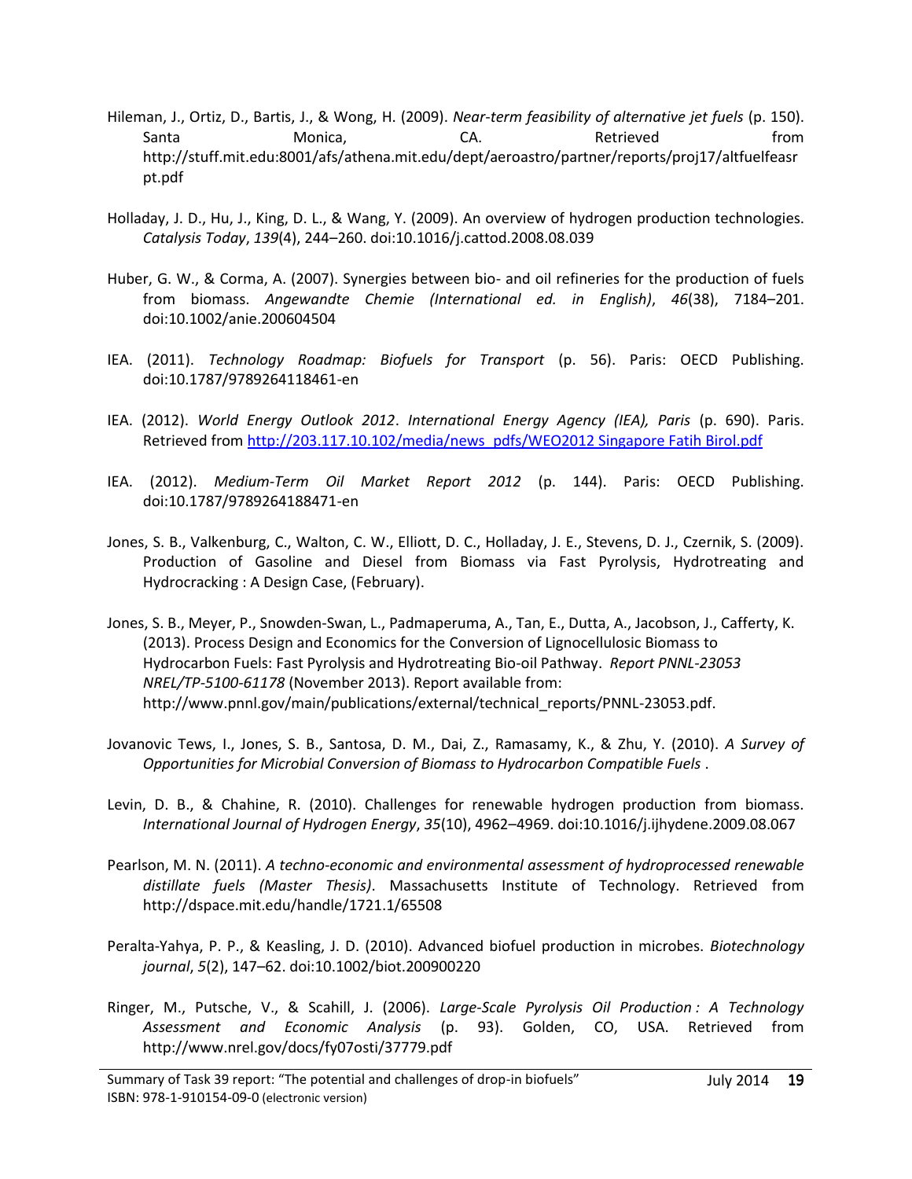Hileman, J., Ortiz, D., Bartis, J., & Wong, H. (2009). *Near-term feasibility of alternative jet fuels* (p. 150). Santa Monica, CA. Retrieved from http://stuff.mit.edu:8001/afs/athena.mit.edu/dept/aeroastro/partner/reports/proj17/altfuelfeasrpt.pdf

Holladay, J. D., Hu, J., King, D. L., & Wang, Y. (2009). An overview of hydrogen production technologies. *Catalysis Today*, *139*(4), 244–260. doi:10.1016/j.cattod.2008.08.039

Huber, G. W., & Corma, A. (2007). Synergies between bio- and oil refineries for the production of fuels from biomass. *Angewandte Chemie (International ed. in English)*, *46*(38), 7184–201. doi:10.1002/anie.200604504

IEA. (2011). *Technology Roadmap: Biofuels for Transport* (p. 56). Paris: OECD Publishing. doi:10.1787/9789264118461-en

IEA. (2012). *World Energy Outlook 2012*. *International Energy Agency (IEA), Paris* (p. 690). Paris. Retrieved from http://203.117.10.102/media/news_pdfs/WEO2012 Singapore Fatih Birol.pdf

IEA. (2012). *Medium-Term Oil Market Report 2012* (p. 144). Paris: OECD Publishing. doi:10.1787/9789264188471-en

Jones, S. B., Valkenburg, C., Walton, C. W., Elliott, D. C., Holladay, J. E., Stevens, D. J., Czernik, S. (2009). Production of Gasoline and Diesel from Biomass via Fast Pyrolysis, Hydrotreating and Hydrocracking : A Design Case, (February).

Jones, S. B., Meyer, P., Snowden-Swan, L., Padmaperuma, A., Tan, E., Dutta, A., Jacobson, J., Cafferty, K. (2013). Process Design and Economics for the Conversion of Lignocellulosic Biomass to Hydrocarbon Fuels: Fast Pyrolysis and Hydrotreating Bio-oil Pathway. *Report PNNL-23053 NREL/TP-5100-61178* (November 2013). Report available from: http://www.pnnl.gov/main/publications/external/technical_reports/PNNL-23053.pdf.

Jovanovic Tews, I., Jones, S. B., Santosa, D. M., Dai, Z., Ramasamy, K., & Zhu, Y. (2010). *A Survey of Opportunities for Microbial Conversion of Biomass to Hydrocarbon Compatible Fuels* .

Levin, D. B., & Chahine, R. (2010). Challenges for renewable hydrogen production from biomass. *International Journal of Hydrogen Energy*, *35*(10), 4962–4969. doi:10.1016/j.ijhydene.2009.08.067

Pearlson, M. N. (2011). *A techno-economic and environmental assessment of hydroprocessed renewable distillate fuels (Master Thesis)*. Massachusetts Institute of Technology. Retrieved from http://dspace.mit.edu/handle/1721.1/65508

Peralta-Yahya, P. P., & Keasling, J. D. (2010). Advanced biofuel production in microbes. *Biotechnology journal*, *5*(2), 147–62. doi:10.1002/biot.200900220

Ringer, M., Putsche, V., & Scahill, J. (2006). *Large-Scale Pyrolysis Oil Production : A Technology Assessment and Economic Analysis* (p. 93). Golden, CO, USA. Retrieved from http://www.nrel.gov/docs/fy07osti/37779.pdf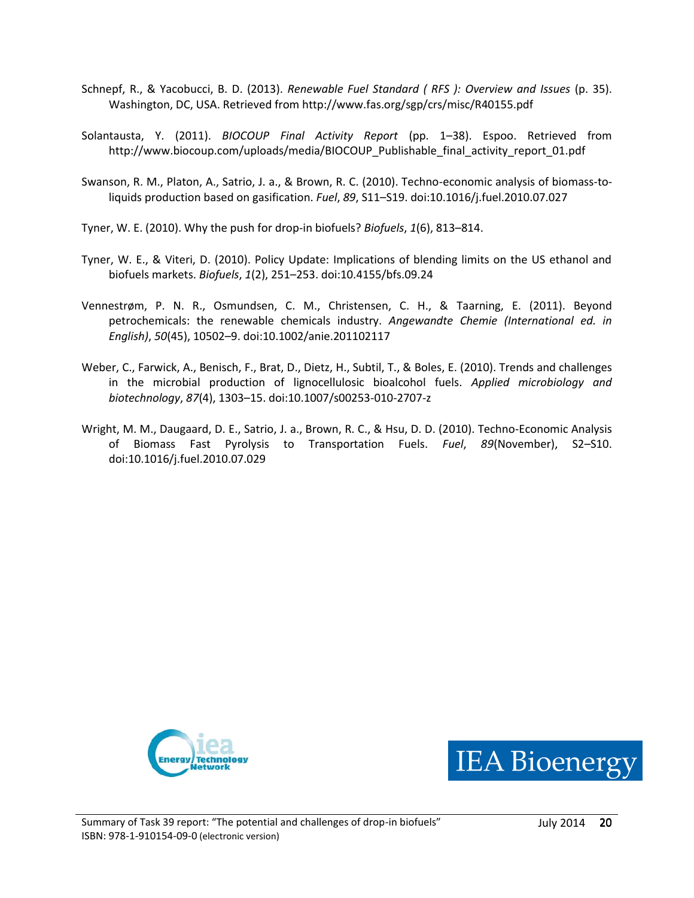Schnepf, R., & Yacobucci, B. D. (2013). *Renewable Fuel Standard ( RFS ): Overview and Issues* (p. 35). Washington, DC, USA. Retrieved from http://www.fas.org/sgp/crs/misc/R40155.pdf

Solantausta, Y. (2011). *BIOCOUP Final Activity Report* (pp. 1–38). Espoo. Retrieved from http://www.biocoup.com/uploads/media/BIOCOUP_Publishable_final_activity_report_01.pdf

Swanson, R. M., Platon, A., Satrio, J. a., & Brown, R. C. (2010). Techno-economic analysis of biomass-to-liquids production based on gasification. *Fuel*, *89*, S11–S19. doi:10.1016/j.fuel.2010.07.027

Tyner, W. E. (2010). Why the push for drop-in biofuels? *Biofuels*, *1*(6), 813–814.

Tyner, W. E., & Viteri, D. (2010). Policy Update: Implications of blending limits on the US ethanol and biofuels markets. *Biofuels*, *1*(2), 251–253. doi:10.4155/bfs.09.24

Vennestrøm, P. N. R., Osmundsen, C. M., Christensen, C. H., & Taarning, E. (2011). Beyond petrochemicals: the renewable chemicals industry. *Angewandte Chemie (International ed. in English)*, *50*(45), 10502–9. doi:10.1002/anie.201102117

Weber, C., Farwick, A., Benisch, F., Brat, D., Dietz, H., Subtil, T., & Boles, E. (2010). Trends and challenges in the microbial production of lignocellulosic bioalcohol fuels. *Applied microbiology and biotechnology*, *87*(4), 1303–15. doi:10.1007/s00253-010-2707-z

Wright, M. M., Daugaard, D. E., Satrio, J. a., Brown, R. C., & Hsu, D. D. (2010). Techno-Economic Analysis of Biomass Fast Pyrolysis to Transportation Fuels. *Fuel*, *89*(November), S2–S10. doi:10.1016/j.fuel.2010.07.029